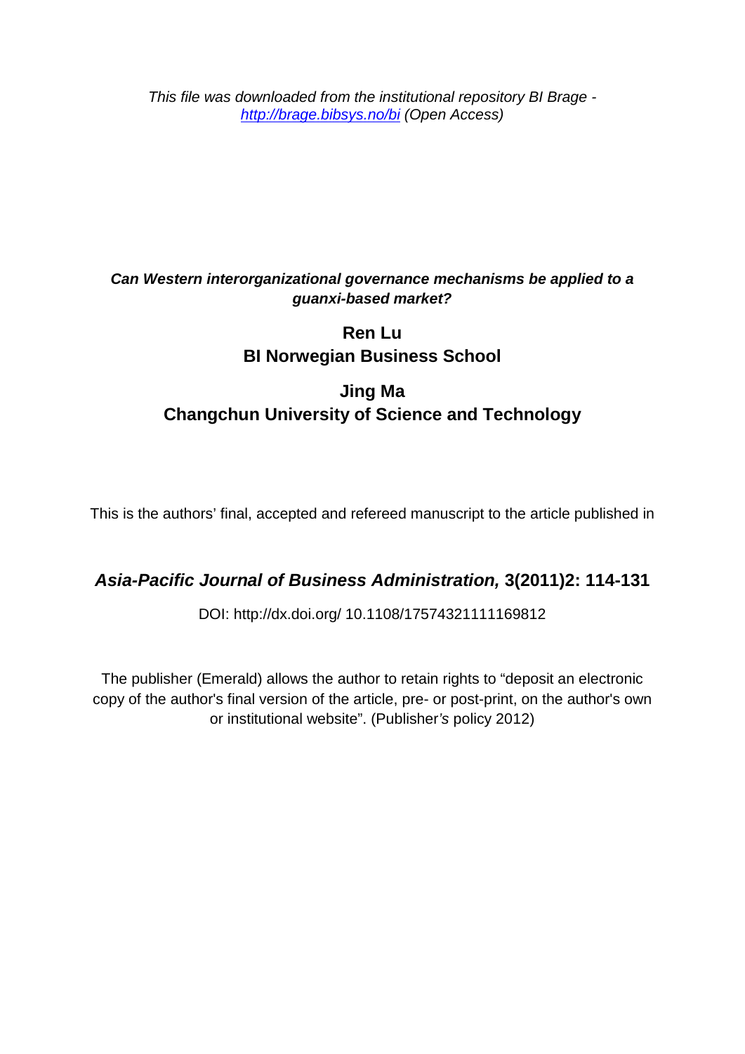*This file was downloaded from the institutional repository BI Brage - http://brage.bibsys.no/bi (Open Access)*

***Can Western interorganizational governance mechanisms be applied to a guanxi-based market?***

**Ren Lu**
**BI Norwegian Business School**

**Jing Ma**
**Changchun University of Science and Technology**

This is the authors' final, accepted and refereed manuscript to the article published in

***Asia-Pacific Journal of Business Administration,* 3(2011)2: 114-131**

DOI: http://dx.doi.org/ 10.1108/17574321111169812

The publisher (Emerald) allows the author to retain rights to "deposit an electronic copy of the author's final version of the article, pre- or post-print, on the author's own or institutional website". (Publisher*'s* policy 2012)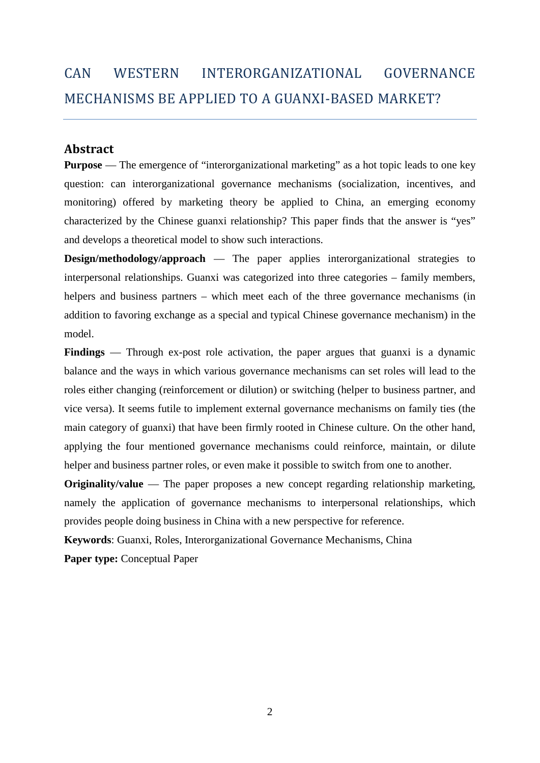# CAN WESTERN INTERORGANIZATIONAL GOVERNANCE MECHANISMS BE APPLIED TO A GUANXI-BASED MARKET?

## Abstract

**Purpose** — The emergence of "interorganizational marketing" as a hot topic leads to one key question: can interorganizational governance mechanisms (socialization, incentives, and monitoring) offered by marketing theory be applied to China, an emerging economy characterized by the Chinese guanxi relationship? This paper finds that the answer is "yes" and develops a theoretical model to show such interactions.

**Design/methodology/approach** — The paper applies interorganizational strategies to interpersonal relationships. Guanxi was categorized into three categories – family members, helpers and business partners – which meet each of the three governance mechanisms (in addition to favoring exchange as a special and typical Chinese governance mechanism) in the model.

**Findings** — Through ex-post role activation, the paper argues that guanxi is a dynamic balance and the ways in which various governance mechanisms can set roles will lead to the roles either changing (reinforcement or dilution) or switching (helper to business partner, and vice versa). It seems futile to implement external governance mechanisms on family ties (the main category of guanxi) that have been firmly rooted in Chinese culture. On the other hand, applying the four mentioned governance mechanisms could reinforce, maintain, or dilute helper and business partner roles, or even make it possible to switch from one to another.

**Originality/value** — The paper proposes a new concept regarding relationship marketing, namely the application of governance mechanisms to interpersonal relationships, which provides people doing business in China with a new perspective for reference.

**Keywords**: Guanxi, Roles, Interorganizational Governance Mechanisms, China

**Paper type:** Conceptual Paper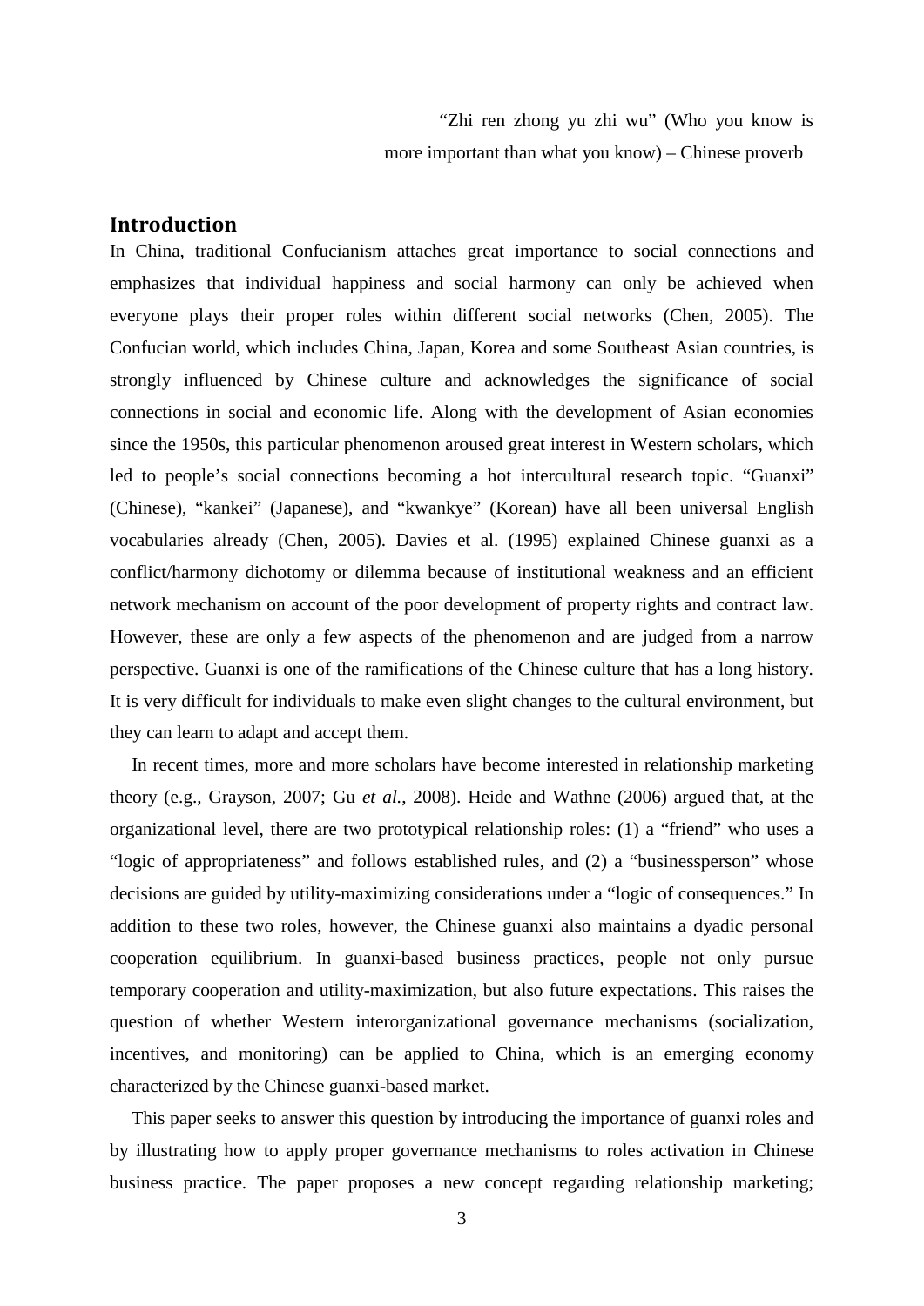"Zhi ren zhong yu zhi wu" (Who you know is more important than what you know) – Chinese proverb

## Introduction

In China, traditional Confucianism attaches great importance to social connections and emphasizes that individual happiness and social harmony can only be achieved when everyone plays their proper roles within different social networks (Chen, 2005). The Confucian world, which includes China, Japan, Korea and some Southeast Asian countries, is strongly influenced by Chinese culture and acknowledges the significance of social connections in social and economic life. Along with the development of Asian economies since the 1950s, this particular phenomenon aroused great interest in Western scholars, which led to people's social connections becoming a hot intercultural research topic. "Guanxi" (Chinese), "kankei" (Japanese), and "kwankye" (Korean) have all been universal English vocabularies already (Chen, 2005). Davies et al. (1995) explained Chinese guanxi as a conflict/harmony dichotomy or dilemma because of institutional weakness and an efficient network mechanism on account of the poor development of property rights and contract law. However, these are only a few aspects of the phenomenon and are judged from a narrow perspective. Guanxi is one of the ramifications of the Chinese culture that has a long history. It is very difficult for individuals to make even slight changes to the cultural environment, but they can learn to adapt and accept them.

In recent times, more and more scholars have become interested in relationship marketing theory (e.g., Grayson, 2007; Gu *et al.*, 2008). Heide and Wathne (2006) argued that, at the organizational level, there are two prototypical relationship roles: (1) a "friend" who uses a "logic of appropriateness" and follows established rules, and (2) a "businessperson" whose decisions are guided by utility-maximizing considerations under a "logic of consequences." In addition to these two roles, however, the Chinese guanxi also maintains a dyadic personal cooperation equilibrium. In guanxi-based business practices, people not only pursue temporary cooperation and utility-maximization, but also future expectations. This raises the question of whether Western interorganizational governance mechanisms (socialization, incentives, and monitoring) can be applied to China, which is an emerging economy characterized by the Chinese guanxi-based market.

This paper seeks to answer this question by introducing the importance of guanxi roles and by illustrating how to apply proper governance mechanisms to roles activation in Chinese business practice. The paper proposes a new concept regarding relationship marketing;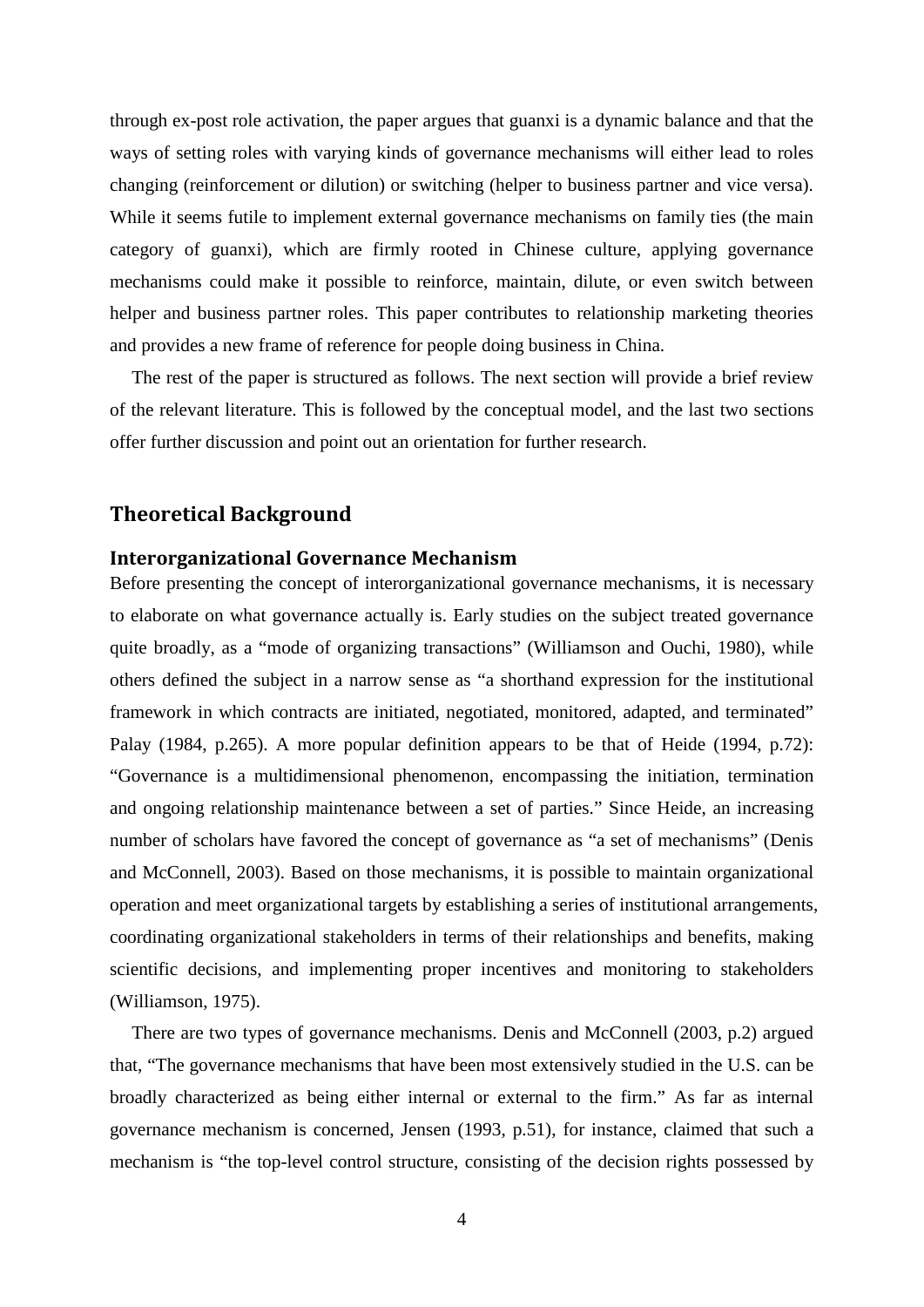through ex-post role activation, the paper argues that guanxi is a dynamic balance and that the ways of setting roles with varying kinds of governance mechanisms will either lead to roles changing (reinforcement or dilution) or switching (helper to business partner and vice versa). While it seems futile to implement external governance mechanisms on family ties (the main category of guanxi), which are firmly rooted in Chinese culture, applying governance mechanisms could make it possible to reinforce, maintain, dilute, or even switch between helper and business partner roles. This paper contributes to relationship marketing theories and provides a new frame of reference for people doing business in China.

The rest of the paper is structured as follows. The next section will provide a brief review of the relevant literature. This is followed by the conceptual model, and the last two sections offer further discussion and point out an orientation for further research.

## Theoretical Background

### Interorganizational Governance Mechanism

Before presenting the concept of interorganizational governance mechanisms, it is necessary to elaborate on what governance actually is. Early studies on the subject treated governance quite broadly, as a "mode of organizing transactions" (Williamson and Ouchi, 1980), while others defined the subject in a narrow sense as "a shorthand expression for the institutional framework in which contracts are initiated, negotiated, monitored, adapted, and terminated" Palay (1984, p.265). A more popular definition appears to be that of Heide (1994, p.72): "Governance is a multidimensional phenomenon, encompassing the initiation, termination and ongoing relationship maintenance between a set of parties." Since Heide, an increasing number of scholars have favored the concept of governance as "a set of mechanisms" (Denis and McConnell, 2003). Based on those mechanisms, it is possible to maintain organizational operation and meet organizational targets by establishing a series of institutional arrangements, coordinating organizational stakeholders in terms of their relationships and benefits, making scientific decisions, and implementing proper incentives and monitoring to stakeholders (Williamson, 1975).

There are two types of governance mechanisms. Denis and McConnell (2003, p.2) argued that, "The governance mechanisms that have been most extensively studied in the U.S. can be broadly characterized as being either internal or external to the firm." As far as internal governance mechanism is concerned, Jensen (1993, p.51), for instance, claimed that such a mechanism is "the top-level control structure, consisting of the decision rights possessed by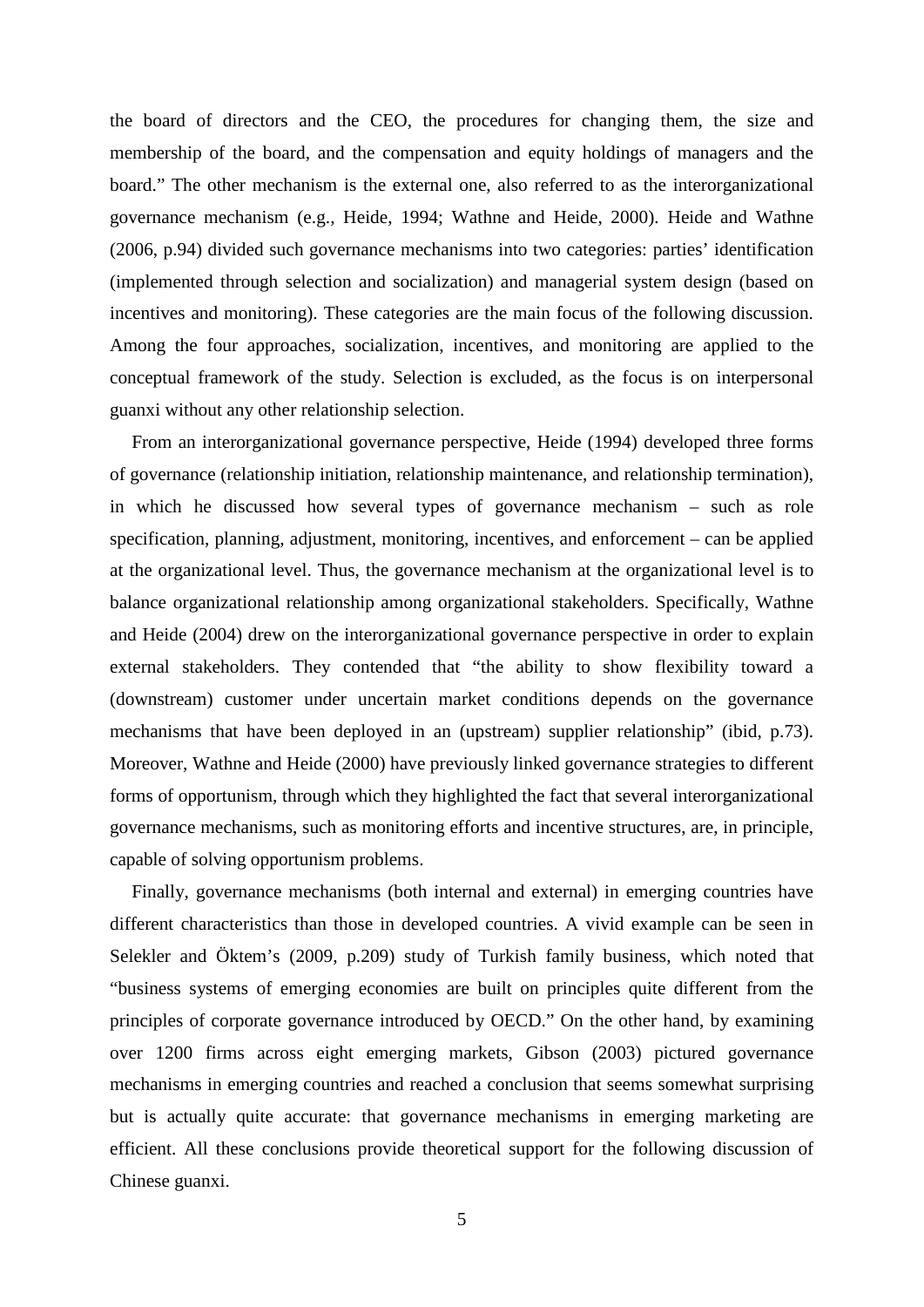the board of directors and the CEO, the procedures for changing them, the size and membership of the board, and the compensation and equity holdings of managers and the board." The other mechanism is the external one, also referred to as the interorganizational governance mechanism (e.g., Heide, 1994; Wathne and Heide, 2000). Heide and Wathne (2006, p.94) divided such governance mechanisms into two categories: parties' identification (implemented through selection and socialization) and managerial system design (based on incentives and monitoring). These categories are the main focus of the following discussion. Among the four approaches, socialization, incentives, and monitoring are applied to the conceptual framework of the study. Selection is excluded, as the focus is on interpersonal guanxi without any other relationship selection.

From an interorganizational governance perspective, Heide (1994) developed three forms of governance (relationship initiation, relationship maintenance, and relationship termination), in which he discussed how several types of governance mechanism – such as role specification, planning, adjustment, monitoring, incentives, and enforcement – can be applied at the organizational level. Thus, the governance mechanism at the organizational level is to balance organizational relationship among organizational stakeholders. Specifically, Wathne and Heide (2004) drew on the interorganizational governance perspective in order to explain external stakeholders. They contended that "the ability to show flexibility toward a (downstream) customer under uncertain market conditions depends on the governance mechanisms that have been deployed in an (upstream) supplier relationship" (ibid, p.73). Moreover, Wathne and Heide (2000) have previously linked governance strategies to different forms of opportunism, through which they highlighted the fact that several interorganizational governance mechanisms, such as monitoring efforts and incentive structures, are, in principle, capable of solving opportunism problems.

Finally, governance mechanisms (both internal and external) in emerging countries have different characteristics than those in developed countries. A vivid example can be seen in Selekler and Öktem's (2009, p.209) study of Turkish family business, which noted that "business systems of emerging economies are built on principles quite different from the principles of corporate governance introduced by OECD." On the other hand, by examining over 1200 firms across eight emerging markets, Gibson (2003) pictured governance mechanisms in emerging countries and reached a conclusion that seems somewhat surprising but is actually quite accurate: that governance mechanisms in emerging marketing are efficient. All these conclusions provide theoretical support for the following discussion of Chinese guanxi.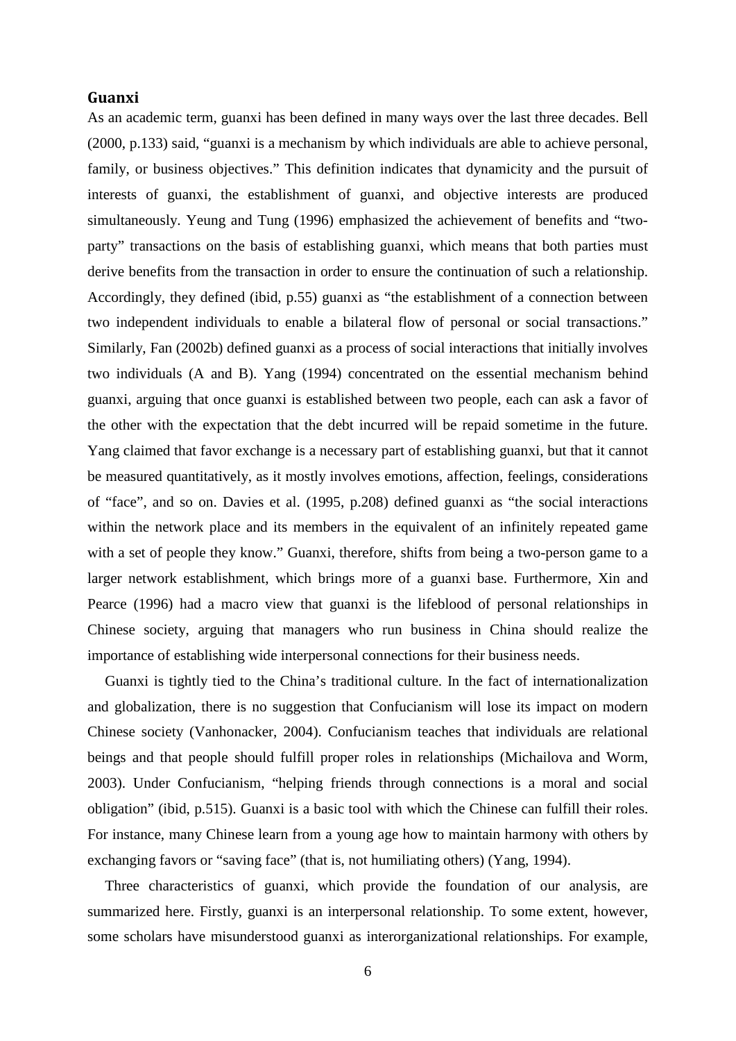## Guanxi

As an academic term, guanxi has been defined in many ways over the last three decades. Bell (2000, p.133) said, "guanxi is a mechanism by which individuals are able to achieve personal, family, or business objectives." This definition indicates that dynamicity and the pursuit of interests of guanxi, the establishment of guanxi, and objective interests are produced simultaneously. Yeung and Tung (1996) emphasized the achievement of benefits and "two-party" transactions on the basis of establishing guanxi, which means that both parties must derive benefits from the transaction in order to ensure the continuation of such a relationship. Accordingly, they defined (ibid, p.55) guanxi as "the establishment of a connection between two independent individuals to enable a bilateral flow of personal or social transactions." Similarly, Fan (2002b) defined guanxi as a process of social interactions that initially involves two individuals (A and B). Yang (1994) concentrated on the essential mechanism behind guanxi, arguing that once guanxi is established between two people, each can ask a favor of the other with the expectation that the debt incurred will be repaid sometime in the future. Yang claimed that favor exchange is a necessary part of establishing guanxi, but that it cannot be measured quantitatively, as it mostly involves emotions, affection, feelings, considerations of "face", and so on. Davies et al. (1995, p.208) defined guanxi as "the social interactions within the network place and its members in the equivalent of an infinitely repeated game with a set of people they know." Guanxi, therefore, shifts from being a two-person game to a larger network establishment, which brings more of a guanxi base. Furthermore, Xin and Pearce (1996) had a macro view that guanxi is the lifeblood of personal relationships in Chinese society, arguing that managers who run business in China should realize the importance of establishing wide interpersonal connections for their business needs.

Guanxi is tightly tied to the China's traditional culture. In the fact of internationalization and globalization, there is no suggestion that Confucianism will lose its impact on modern Chinese society (Vanhonacker, 2004). Confucianism teaches that individuals are relational beings and that people should fulfill proper roles in relationships (Michailova and Worm, 2003). Under Confucianism, "helping friends through connections is a moral and social obligation" (ibid, p.515). Guanxi is a basic tool with which the Chinese can fulfill their roles. For instance, many Chinese learn from a young age how to maintain harmony with others by exchanging favors or "saving face" (that is, not humiliating others) (Yang, 1994).

Three characteristics of guanxi, which provide the foundation of our analysis, are summarized here. Firstly, guanxi is an interpersonal relationship. To some extent, however, some scholars have misunderstood guanxi as interorganizational relationships. For example,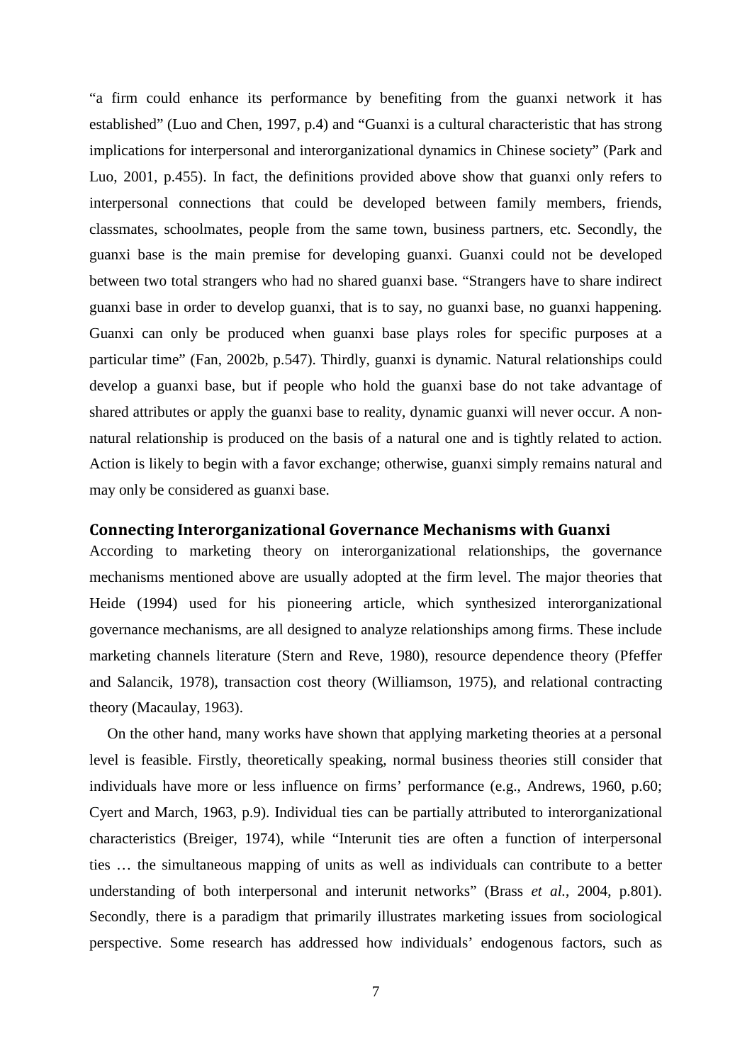"a firm could enhance its performance by benefiting from the guanxi network it has established" (Luo and Chen, 1997, p.4) and "Guanxi is a cultural characteristic that has strong implications for interpersonal and interorganizational dynamics in Chinese society" (Park and Luo, 2001, p.455). In fact, the definitions provided above show that guanxi only refers to interpersonal connections that could be developed between family members, friends, classmates, schoolmates, people from the same town, business partners, etc. Secondly, the guanxi base is the main premise for developing guanxi. Guanxi could not be developed between two total strangers who had no shared guanxi base. "Strangers have to share indirect guanxi base in order to develop guanxi, that is to say, no guanxi base, no guanxi happening. Guanxi can only be produced when guanxi base plays roles for specific purposes at a particular time" (Fan, 2002b, p.547). Thirdly, guanxi is dynamic. Natural relationships could develop a guanxi base, but if people who hold the guanxi base do not take advantage of shared attributes or apply the guanxi base to reality, dynamic guanxi will never occur. A non-natural relationship is produced on the basis of a natural one and is tightly related to action. Action is likely to begin with a favor exchange; otherwise, guanxi simply remains natural and may only be considered as guanxi base.

## Connecting Interorganizational Governance Mechanisms with Guanxi

According to marketing theory on interorganizational relationships, the governance mechanisms mentioned above are usually adopted at the firm level. The major theories that Heide (1994) used for his pioneering article, which synthesized interorganizational governance mechanisms, are all designed to analyze relationships among firms. These include marketing channels literature (Stern and Reve, 1980), resource dependence theory (Pfeffer and Salancik, 1978), transaction cost theory (Williamson, 1975), and relational contracting theory (Macaulay, 1963).

On the other hand, many works have shown that applying marketing theories at a personal level is feasible. Firstly, theoretically speaking, normal business theories still consider that individuals have more or less influence on firms' performance (e.g., Andrews, 1960, p.60; Cyert and March, 1963, p.9). Individual ties can be partially attributed to interorganizational characteristics (Breiger, 1974), while "Interunit ties are often a function of interpersonal ties … the simultaneous mapping of units as well as individuals can contribute to a better understanding of both interpersonal and interunit networks" (Brass *et al.*, 2004, p.801). Secondly, there is a paradigm that primarily illustrates marketing issues from sociological perspective. Some research has addressed how individuals' endogenous factors, such as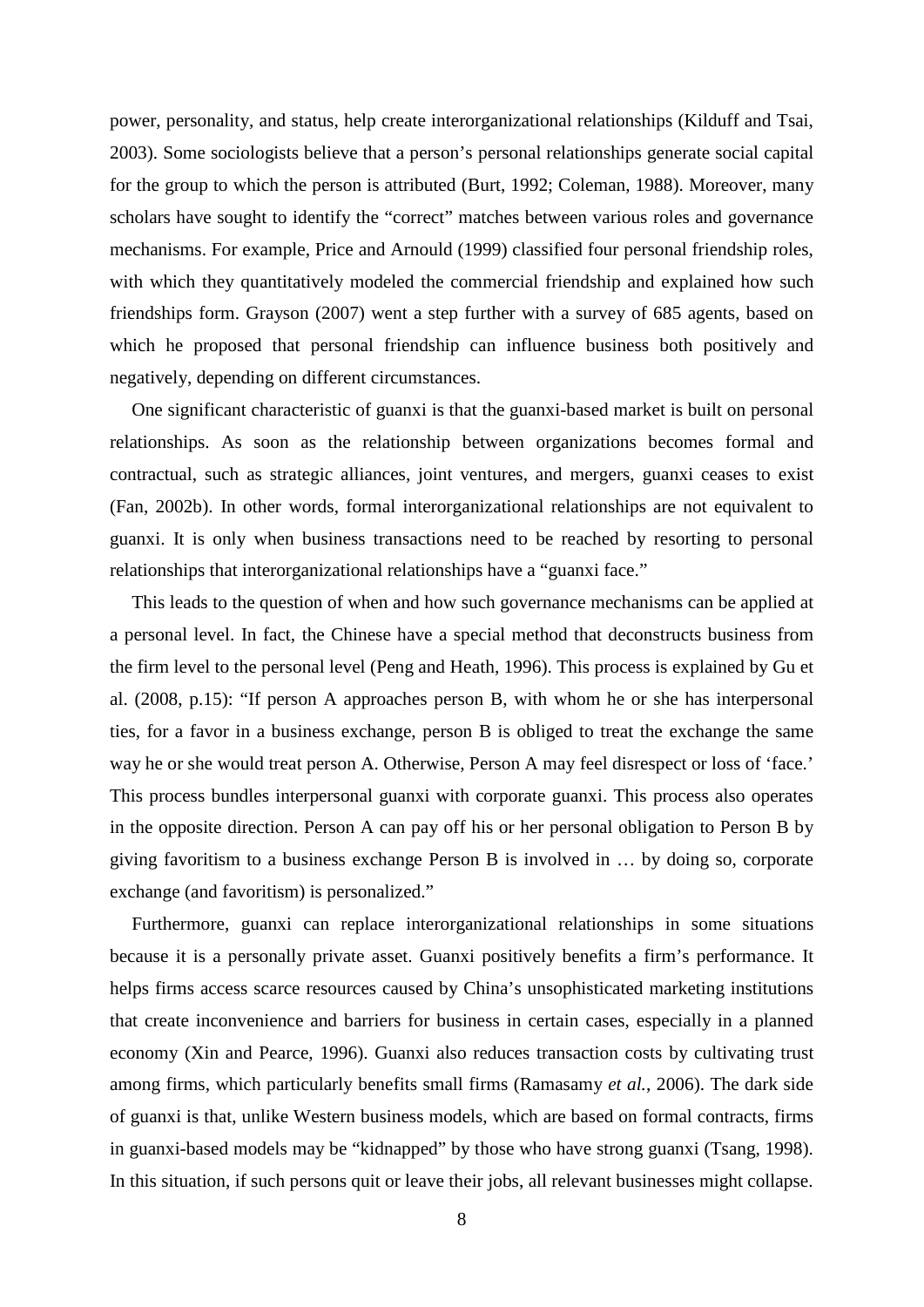power, personality, and status, help create interorganizational relationships (Kilduff and Tsai, 2003). Some sociologists believe that a person's personal relationships generate social capital for the group to which the person is attributed (Burt, 1992; Coleman, 1988). Moreover, many scholars have sought to identify the "correct" matches between various roles and governance mechanisms. For example, Price and Arnould (1999) classified four personal friendship roles, with which they quantitatively modeled the commercial friendship and explained how such friendships form. Grayson (2007) went a step further with a survey of 685 agents, based on which he proposed that personal friendship can influence business both positively and negatively, depending on different circumstances.

One significant characteristic of guanxi is that the guanxi-based market is built on personal relationships. As soon as the relationship between organizations becomes formal and contractual, such as strategic alliances, joint ventures, and mergers, guanxi ceases to exist (Fan, 2002b). In other words, formal interorganizational relationships are not equivalent to guanxi. It is only when business transactions need to be reached by resorting to personal relationships that interorganizational relationships have a "guanxi face."

This leads to the question of when and how such governance mechanisms can be applied at a personal level. In fact, the Chinese have a special method that deconstructs business from the firm level to the personal level (Peng and Heath, 1996). This process is explained by Gu et al. (2008, p.15): "If person A approaches person B, with whom he or she has interpersonal ties, for a favor in a business exchange, person B is obliged to treat the exchange the same way he or she would treat person A. Otherwise, Person A may feel disrespect or loss of 'face.' This process bundles interpersonal guanxi with corporate guanxi. This process also operates in the opposite direction. Person A can pay off his or her personal obligation to Person B by giving favoritism to a business exchange Person B is involved in … by doing so, corporate exchange (and favoritism) is personalized."

Furthermore, guanxi can replace interorganizational relationships in some situations because it is a personally private asset. Guanxi positively benefits a firm's performance. It helps firms access scarce resources caused by China's unsophisticated marketing institutions that create inconvenience and barriers for business in certain cases, especially in a planned economy (Xin and Pearce, 1996). Guanxi also reduces transaction costs by cultivating trust among firms, which particularly benefits small firms (Ramasamy *et al.*, 2006). The dark side of guanxi is that, unlike Western business models, which are based on formal contracts, firms in guanxi-based models may be "kidnapped" by those who have strong guanxi (Tsang, 1998). In this situation, if such persons quit or leave their jobs, all relevant businesses might collapse.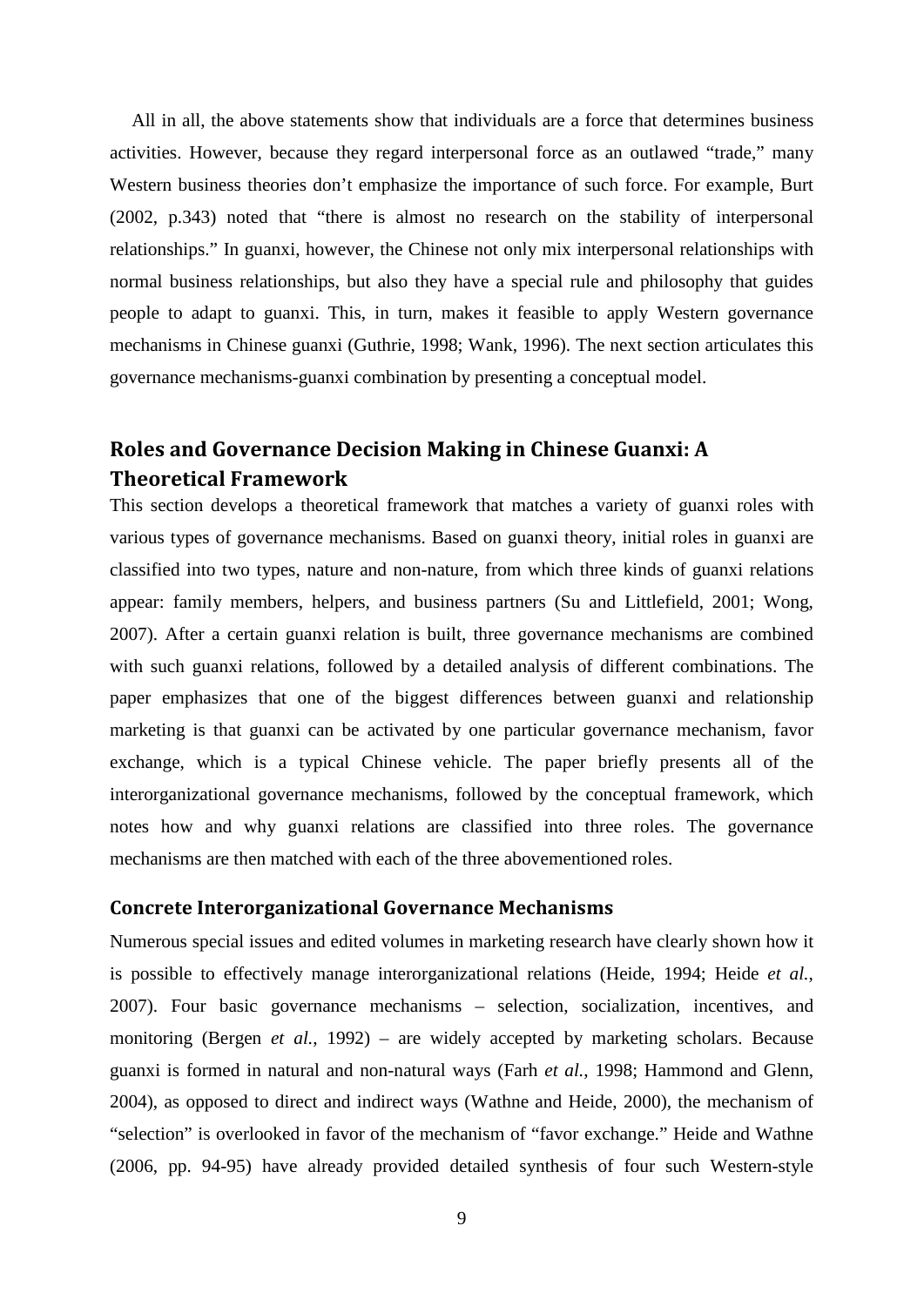All in all, the above statements show that individuals are a force that determines business activities. However, because they regard interpersonal force as an outlawed "trade," many Western business theories don't emphasize the importance of such force. For example, Burt (2002, p.343) noted that "there is almost no research on the stability of interpersonal relationships." In guanxi, however, the Chinese not only mix interpersonal relationships with normal business relationships, but also they have a special rule and philosophy that guides people to adapt to guanxi. This, in turn, makes it feasible to apply Western governance mechanisms in Chinese guanxi (Guthrie, 1998; Wank, 1996). The next section articulates this governance mechanisms-guanxi combination by presenting a conceptual model.

## Roles and Governance Decision Making in Chinese Guanxi: A Theoretical Framework

This section develops a theoretical framework that matches a variety of guanxi roles with various types of governance mechanisms. Based on guanxi theory, initial roles in guanxi are classified into two types, nature and non-nature, from which three kinds of guanxi relations appear: family members, helpers, and business partners (Su and Littlefield, 2001; Wong, 2007). After a certain guanxi relation is built, three governance mechanisms are combined with such guanxi relations, followed by a detailed analysis of different combinations. The paper emphasizes that one of the biggest differences between guanxi and relationship marketing is that guanxi can be activated by one particular governance mechanism, favor exchange, which is a typical Chinese vehicle. The paper briefly presents all of the interorganizational governance mechanisms, followed by the conceptual framework, which notes how and why guanxi relations are classified into three roles. The governance mechanisms are then matched with each of the three abovementioned roles.

### Concrete Interorganizational Governance Mechanisms

Numerous special issues and edited volumes in marketing research have clearly shown how it is possible to effectively manage interorganizational relations (Heide, 1994; Heide *et al.*, 2007). Four basic governance mechanisms – selection, socialization, incentives, and monitoring (Bergen *et al.*, 1992) – are widely accepted by marketing scholars. Because guanxi is formed in natural and non-natural ways (Farh *et al.*, 1998; Hammond and Glenn, 2004), as opposed to direct and indirect ways (Wathne and Heide, 2000), the mechanism of "selection" is overlooked in favor of the mechanism of "favor exchange." Heide and Wathne (2006, pp. 94-95) have already provided detailed synthesis of four such Western-style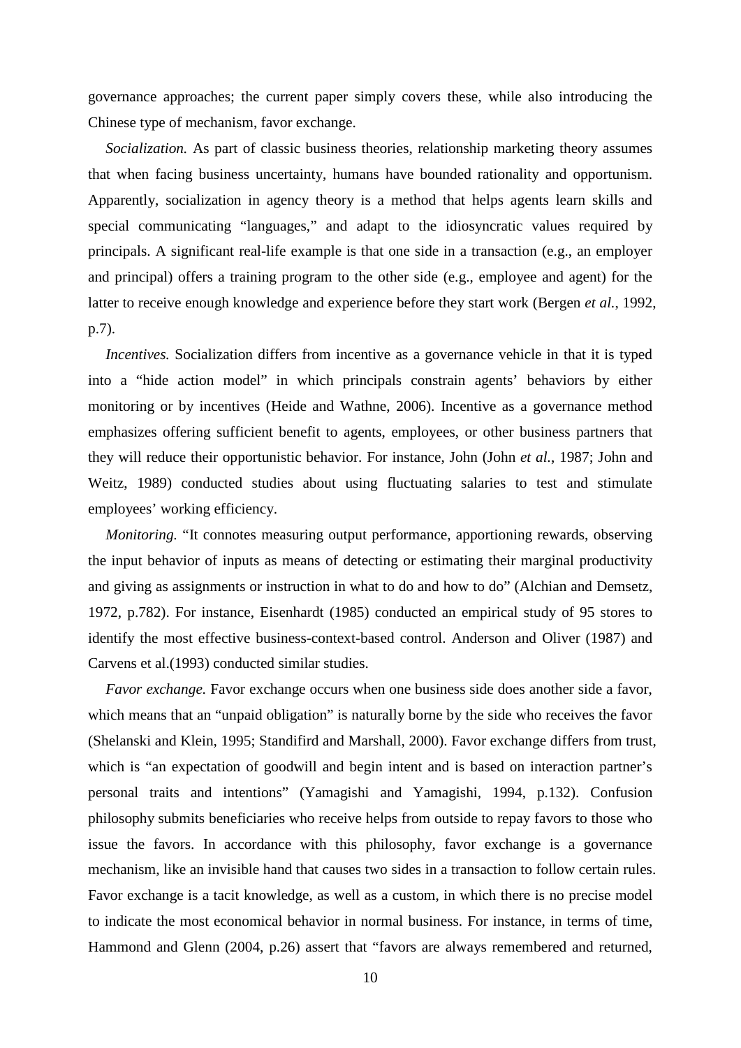governance approaches; the current paper simply covers these, while also introducing the Chinese type of mechanism, favor exchange.

*Socialization.* As part of classic business theories, relationship marketing theory assumes that when facing business uncertainty, humans have bounded rationality and opportunism. Apparently, socialization in agency theory is a method that helps agents learn skills and special communicating "languages," and adapt to the idiosyncratic values required by principals. A significant real-life example is that one side in a transaction (e.g., an employer and principal) offers a training program to the other side (e.g., employee and agent) for the latter to receive enough knowledge and experience before they start work (Bergen *et al.*, 1992, p.7).

*Incentives.* Socialization differs from incentive as a governance vehicle in that it is typed into a "hide action model" in which principals constrain agents' behaviors by either monitoring or by incentives (Heide and Wathne, 2006). Incentive as a governance method emphasizes offering sufficient benefit to agents, employees, or other business partners that they will reduce their opportunistic behavior. For instance, John (John *et al.*, 1987; John and Weitz, 1989) conducted studies about using fluctuating salaries to test and stimulate employees' working efficiency.

*Monitoring.* "It connotes measuring output performance, apportioning rewards, observing the input behavior of inputs as means of detecting or estimating their marginal productivity and giving as assignments or instruction in what to do and how to do" (Alchian and Demsetz, 1972, p.782). For instance, Eisenhardt (1985) conducted an empirical study of 95 stores to identify the most effective business-context-based control. Anderson and Oliver (1987) and Carvens et al.(1993) conducted similar studies.

*Favor exchange.* Favor exchange occurs when one business side does another side a favor, which means that an "unpaid obligation" is naturally borne by the side who receives the favor (Shelanski and Klein, 1995; Standifird and Marshall, 2000). Favor exchange differs from trust, which is "an expectation of goodwill and begin intent and is based on interaction partner's personal traits and intentions" (Yamagishi and Yamagishi, 1994, p.132). Confusion philosophy submits beneficiaries who receive helps from outside to repay favors to those who issue the favors. In accordance with this philosophy, favor exchange is a governance mechanism, like an invisible hand that causes two sides in a transaction to follow certain rules. Favor exchange is a tacit knowledge, as well as a custom, in which there is no precise model to indicate the most economical behavior in normal business. For instance, in terms of time, Hammond and Glenn (2004, p.26) assert that "favors are always remembered and returned,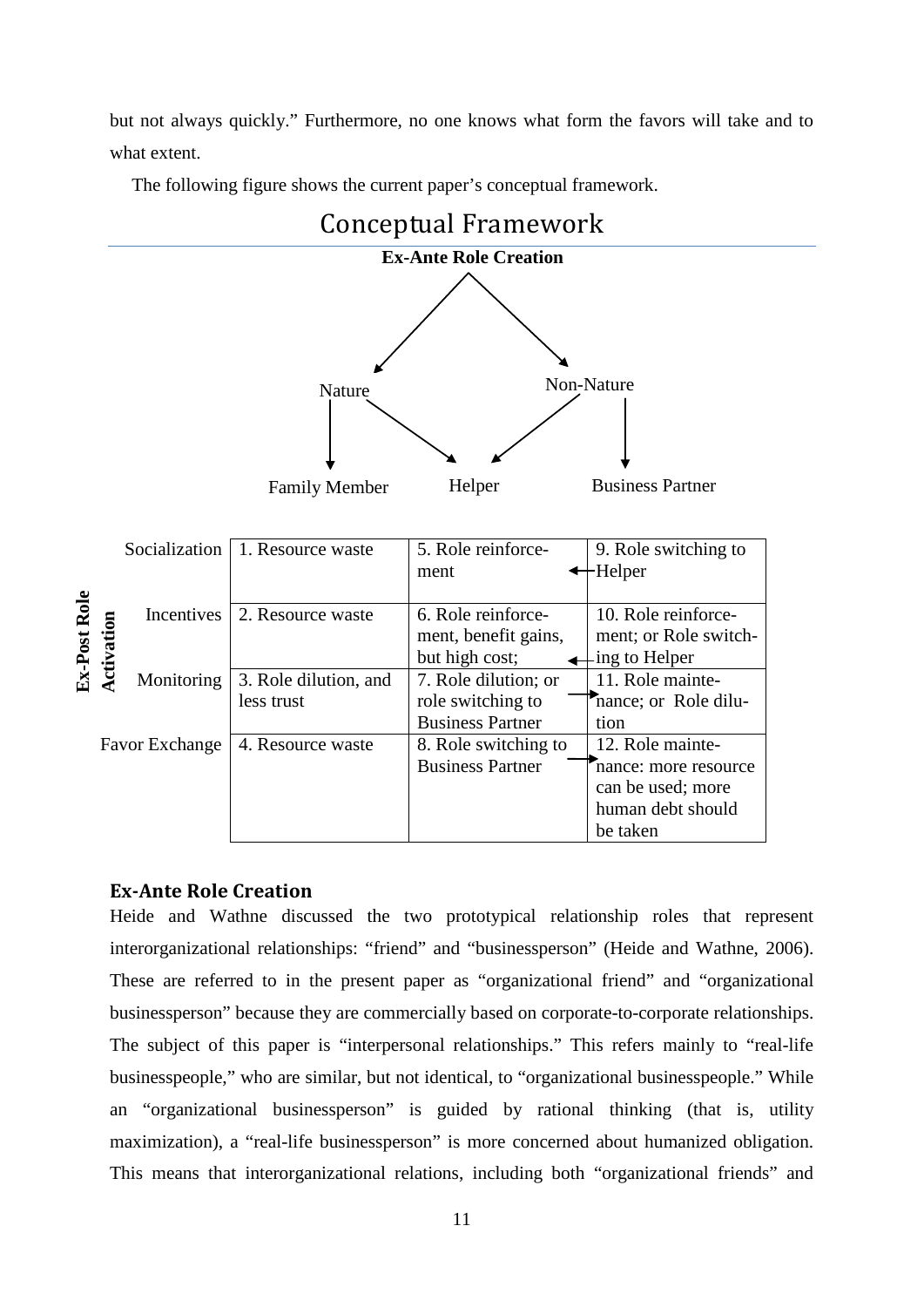but not always quickly." Furthermore, no one knows what form the favors will take and to what extent.

The following figure shows the current paper's conceptual framework.

Conceptual Framework

Ex-Ante Role Creation

Nature → Family Member, Helper

Non-Nature → Helper, Business Partner

| Ex-Post Role Activation | Family Member | Helper | Business Partner |
|---|---|---|---|
| Socialization | 1. Resource waste | 5. Role reinforcement | 9. Role switching to Helper |
| Incentives | 2. Resource waste | 6. Role reinforcement, benefit gains, but high cost; | 10. Role reinforcement; or Role switching to Helper |
| Monitoring | 3. Role dilution, and less trust | 7. Role dilution; or role switching to Business Partner | 11. Role maintenance; or Role dilution |
| Favor Exchange | 4. Resource waste | 8. Role switching to Business Partner | 12. Role maintenance: more resource can be used; more human debt should be taken |

## Ex-Ante Role Creation

Heide and Wathne discussed the two prototypical relationship roles that represent interorganizational relationships: "friend" and "businessperson" (Heide and Wathne, 2006). These are referred to in the present paper as "organizational friend" and "organizational businessperson" because they are commercially based on corporate-to-corporate relationships. The subject of this paper is "interpersonal relationships." This refers mainly to "real-life businesspeople," who are similar, but not identical, to "organizational businesspeople." While an "organizational businessperson" is guided by rational thinking (that is, utility maximization), a "real-life businessperson" is more concerned about humanized obligation. This means that interorganizational relations, including both "organizational friends" and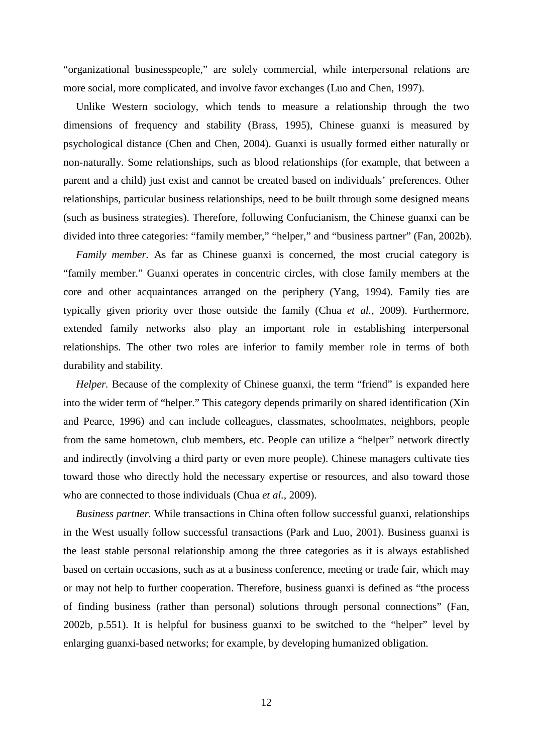"organizational businesspeople," are solely commercial, while interpersonal relations are more social, more complicated, and involve favor exchanges (Luo and Chen, 1997).

Unlike Western sociology, which tends to measure a relationship through the two dimensions of frequency and stability (Brass, 1995), Chinese guanxi is measured by psychological distance (Chen and Chen, 2004). Guanxi is usually formed either naturally or non-naturally. Some relationships, such as blood relationships (for example, that between a parent and a child) just exist and cannot be created based on individuals' preferences. Other relationships, particular business relationships, need to be built through some designed means (such as business strategies). Therefore, following Confucianism, the Chinese guanxi can be divided into three categories: "family member," "helper," and "business partner" (Fan, 2002b).

*Family member.* As far as Chinese guanxi is concerned, the most crucial category is "family member." Guanxi operates in concentric circles, with close family members at the core and other acquaintances arranged on the periphery (Yang, 1994). Family ties are typically given priority over those outside the family (Chua *et al.*, 2009). Furthermore, extended family networks also play an important role in establishing interpersonal relationships. The other two roles are inferior to family member role in terms of both durability and stability.

*Helper.* Because of the complexity of Chinese guanxi, the term "friend" is expanded here into the wider term of "helper." This category depends primarily on shared identification (Xin and Pearce, 1996) and can include colleagues, classmates, schoolmates, neighbors, people from the same hometown, club members, etc. People can utilize a "helper" network directly and indirectly (involving a third party or even more people). Chinese managers cultivate ties toward those who directly hold the necessary expertise or resources, and also toward those who are connected to those individuals (Chua *et al.*, 2009).

*Business partner.* While transactions in China often follow successful guanxi, relationships in the West usually follow successful transactions (Park and Luo, 2001). Business guanxi is the least stable personal relationship among the three categories as it is always established based on certain occasions, such as at a business conference, meeting or trade fair, which may or may not help to further cooperation. Therefore, business guanxi is defined as "the process of finding business (rather than personal) solutions through personal connections" (Fan, 2002b, p.551). It is helpful for business guanxi to be switched to the "helper" level by enlarging guanxi-based networks; for example, by developing humanized obligation.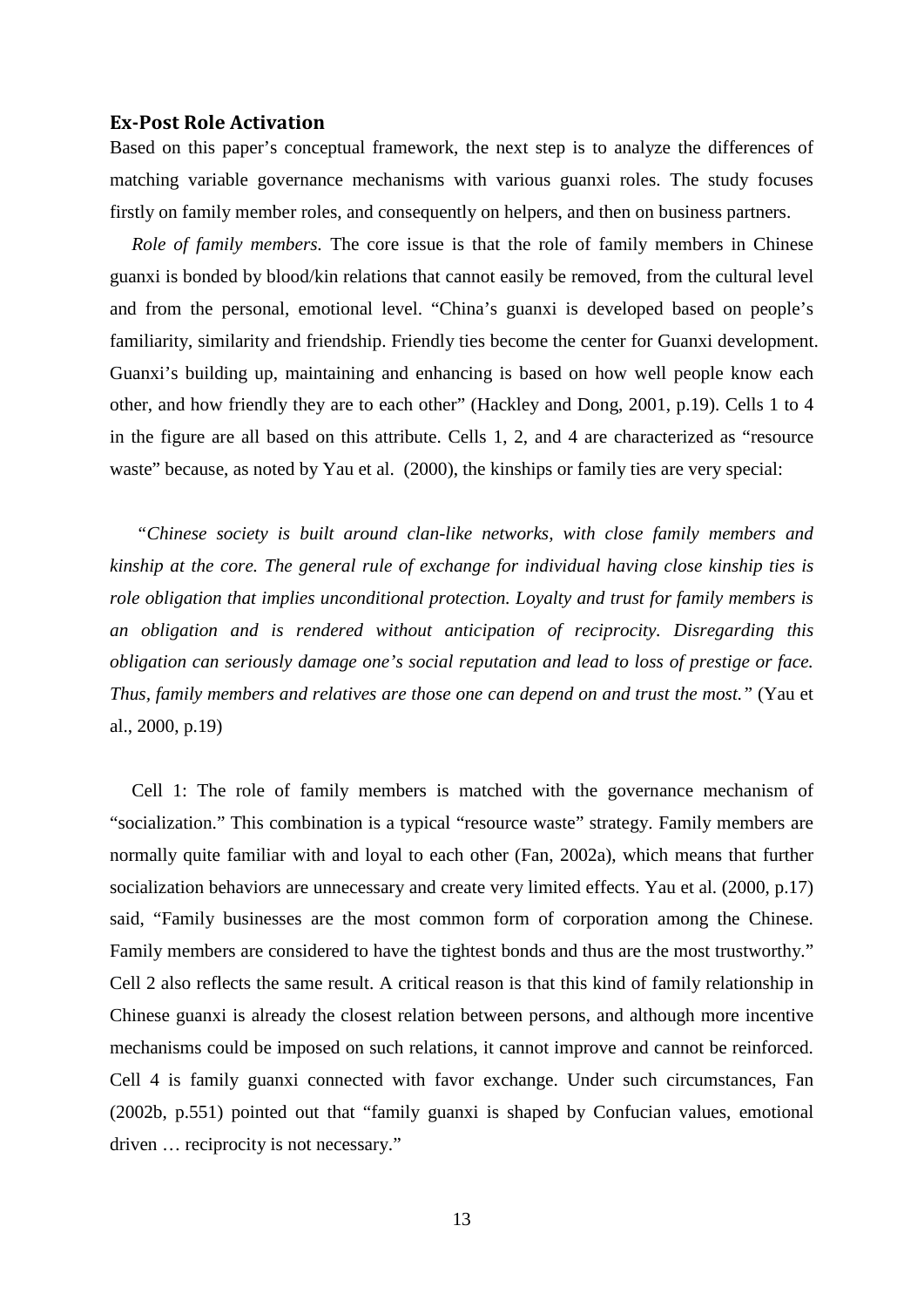### Ex-Post Role Activation

Based on this paper's conceptual framework, the next step is to analyze the differences of matching variable governance mechanisms with various guanxi roles. The study focuses firstly on family member roles, and consequently on helpers, and then on business partners.

*Role of family members.* The core issue is that the role of family members in Chinese guanxi is bonded by blood/kin relations that cannot easily be removed, from the cultural level and from the personal, emotional level. "China's guanxi is developed based on people's familiarity, similarity and friendship. Friendly ties become the center for Guanxi development. Guanxi's building up, maintaining and enhancing is based on how well people know each other, and how friendly they are to each other" (Hackley and Dong, 2001, p.19). Cells 1 to 4 in the figure are all based on this attribute. Cells 1, 2, and 4 are characterized as "resource waste" because, as noted by Yau et al. (2000), the kinships or family ties are very special:

> *"Chinese society is built around clan-like networks, with close family members and kinship at the core. The general rule of exchange for individual having close kinship ties is role obligation that implies unconditional protection. Loyalty and trust for family members is an obligation and is rendered without anticipation of reciprocity. Disregarding this obligation can seriously damage one's social reputation and lead to loss of prestige or face. Thus, family members and relatives are those one can depend on and trust the most."* (Yau et al., 2000, p.19)

Cell 1: The role of family members is matched with the governance mechanism of "socialization." This combination is a typical "resource waste" strategy. Family members are normally quite familiar with and loyal to each other (Fan, 2002a), which means that further socialization behaviors are unnecessary and create very limited effects. Yau et al. (2000, p.17) said, "Family businesses are the most common form of corporation among the Chinese. Family members are considered to have the tightest bonds and thus are the most trustworthy." Cell 2 also reflects the same result. A critical reason is that this kind of family relationship in Chinese guanxi is already the closest relation between persons, and although more incentive mechanisms could be imposed on such relations, it cannot improve and cannot be reinforced. Cell 4 is family guanxi connected with favor exchange. Under such circumstances, Fan (2002b, p.551) pointed out that "family guanxi is shaped by Confucian values, emotional driven … reciprocity is not necessary."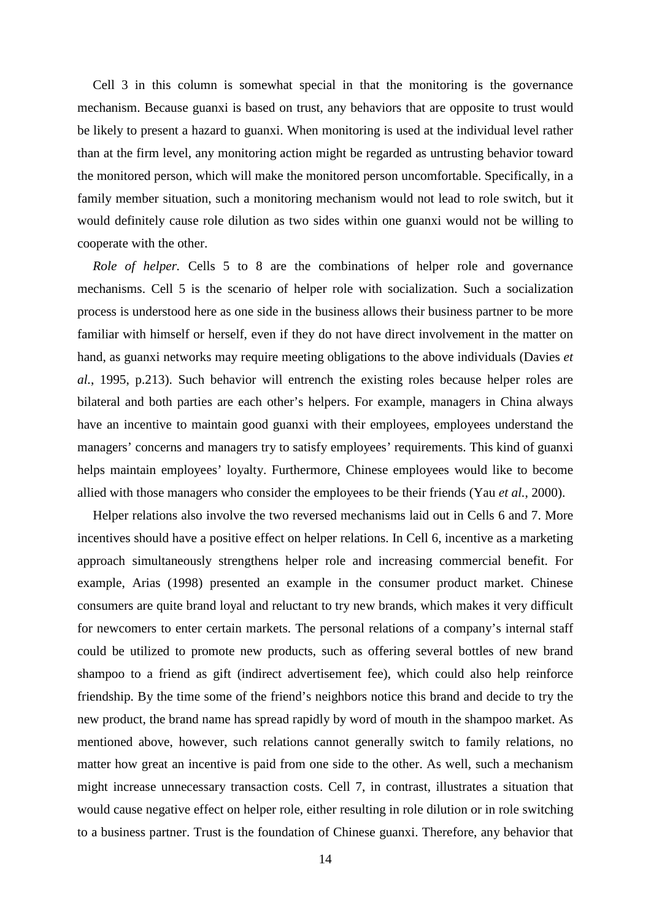Cell 3 in this column is somewhat special in that the monitoring is the governance mechanism. Because guanxi is based on trust, any behaviors that are opposite to trust would be likely to present a hazard to guanxi. When monitoring is used at the individual level rather than at the firm level, any monitoring action might be regarded as untrusting behavior toward the monitored person, which will make the monitored person uncomfortable. Specifically, in a family member situation, such a monitoring mechanism would not lead to role switch, but it would definitely cause role dilution as two sides within one guanxi would not be willing to cooperate with the other.

*Role of helper.* Cells 5 to 8 are the combinations of helper role and governance mechanisms. Cell 5 is the scenario of helper role with socialization. Such a socialization process is understood here as one side in the business allows their business partner to be more familiar with himself or herself, even if they do not have direct involvement in the matter on hand, as guanxi networks may require meeting obligations to the above individuals (Davies *et al.*, 1995, p.213). Such behavior will entrench the existing roles because helper roles are bilateral and both parties are each other's helpers. For example, managers in China always have an incentive to maintain good guanxi with their employees, employees understand the managers' concerns and managers try to satisfy employees' requirements. This kind of guanxi helps maintain employees' loyalty. Furthermore, Chinese employees would like to become allied with those managers who consider the employees to be their friends (Yau *et al.*, 2000).

Helper relations also involve the two reversed mechanisms laid out in Cells 6 and 7. More incentives should have a positive effect on helper relations. In Cell 6, incentive as a marketing approach simultaneously strengthens helper role and increasing commercial benefit. For example, Arias (1998) presented an example in the consumer product market. Chinese consumers are quite brand loyal and reluctant to try new brands, which makes it very difficult for newcomers to enter certain markets. The personal relations of a company's internal staff could be utilized to promote new products, such as offering several bottles of new brand shampoo to a friend as gift (indirect advertisement fee), which could also help reinforce friendship. By the time some of the friend's neighbors notice this brand and decide to try the new product, the brand name has spread rapidly by word of mouth in the shampoo market. As mentioned above, however, such relations cannot generally switch to family relations, no matter how great an incentive is paid from one side to the other. As well, such a mechanism might increase unnecessary transaction costs. Cell 7, in contrast, illustrates a situation that would cause negative effect on helper role, either resulting in role dilution or in role switching to a business partner. Trust is the foundation of Chinese guanxi. Therefore, any behavior that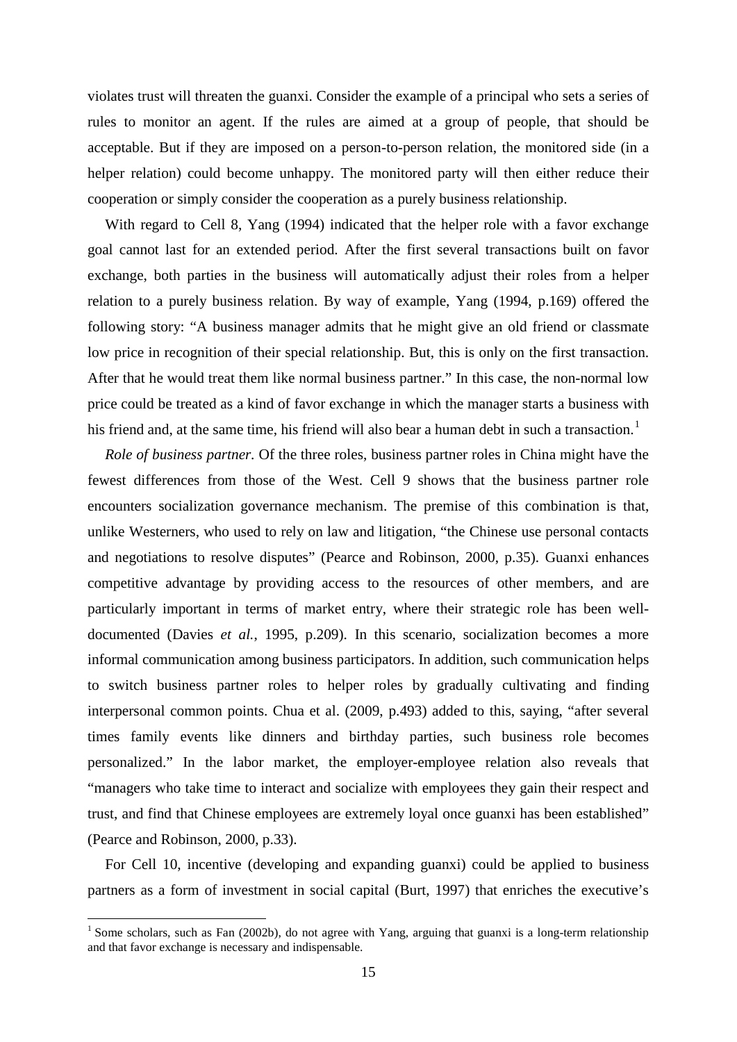violates trust will threaten the guanxi. Consider the example of a principal who sets a series of rules to monitor an agent. If the rules are aimed at a group of people, that should be acceptable. But if they are imposed on a person-to-person relation, the monitored side (in a helper relation) could become unhappy. The monitored party will then either reduce their cooperation or simply consider the cooperation as a purely business relationship.

With regard to Cell 8, Yang (1994) indicated that the helper role with a favor exchange goal cannot last for an extended period. After the first several transactions built on favor exchange, both parties in the business will automatically adjust their roles from a helper relation to a purely business relation. By way of example, Yang (1994, p.169) offered the following story: "A business manager admits that he might give an old friend or classmate low price in recognition of their special relationship. But, this is only on the first transaction. After that he would treat them like normal business partner." In this case, the non-normal low price could be treated as a kind of favor exchange in which the manager starts a business with his friend and, at the same time, his friend will also bear a human debt in such a transaction.[1]

*Role of business partner.* Of the three roles, business partner roles in China might have the fewest differences from those of the West. Cell 9 shows that the business partner role encounters socialization governance mechanism. The premise of this combination is that, unlike Westerners, who used to rely on law and litigation, "the Chinese use personal contacts and negotiations to resolve disputes" (Pearce and Robinson, 2000, p.35). Guanxi enhances competitive advantage by providing access to the resources of other members, and are particularly important in terms of market entry, where their strategic role has been well-documented (Davies *et al.*, 1995, p.209). In this scenario, socialization becomes a more informal communication among business participators. In addition, such communication helps to switch business partner roles to helper roles by gradually cultivating and finding interpersonal common points. Chua et al. (2009, p.493) added to this, saying, "after several times family events like dinners and birthday parties, such business role becomes personalized." In the labor market, the employer-employee relation also reveals that "managers who take time to interact and socialize with employees they gain their respect and trust, and find that Chinese employees are extremely loyal once guanxi has been established" (Pearce and Robinson, 2000, p.33).

For Cell 10, incentive (developing and expanding guanxi) could be applied to business partners as a form of investment in social capital (Burt, 1997) that enriches the executive's

[1] Some scholars, such as Fan (2002b), do not agree with Yang, arguing that guanxi is a long-term relationship and that favor exchange is necessary and indispensable.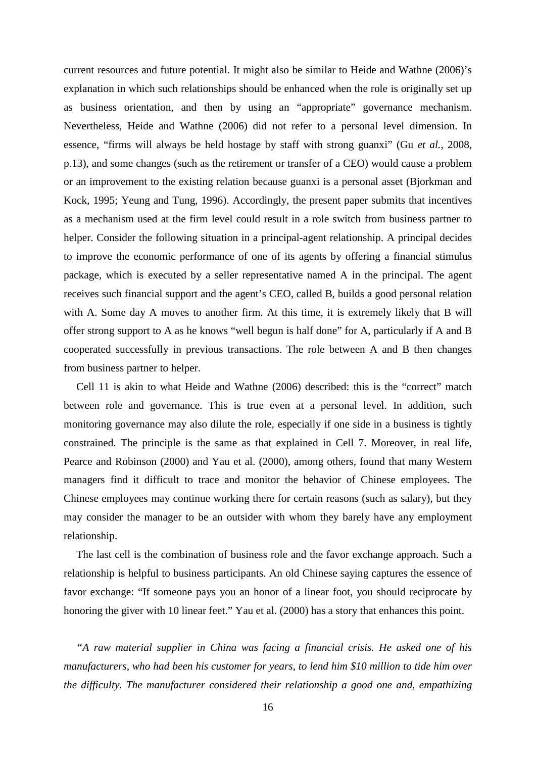current resources and future potential. It might also be similar to Heide and Wathne (2006)'s explanation in which such relationships should be enhanced when the role is originally set up as business orientation, and then by using an "appropriate" governance mechanism. Nevertheless, Heide and Wathne (2006) did not refer to a personal level dimension. In essence, "firms will always be held hostage by staff with strong guanxi" (Gu *et al.*, 2008, p.13), and some changes (such as the retirement or transfer of a CEO) would cause a problem or an improvement to the existing relation because guanxi is a personal asset (Bjorkman and Kock, 1995; Yeung and Tung, 1996). Accordingly, the present paper submits that incentives as a mechanism used at the firm level could result in a role switch from business partner to helper. Consider the following situation in a principal-agent relationship. A principal decides to improve the economic performance of one of its agents by offering a financial stimulus package, which is executed by a seller representative named A in the principal. The agent receives such financial support and the agent's CEO, called B, builds a good personal relation with A. Some day A moves to another firm. At this time, it is extremely likely that B will offer strong support to A as he knows "well begun is half done" for A, particularly if A and B cooperated successfully in previous transactions. The role between A and B then changes from business partner to helper.

Cell 11 is akin to what Heide and Wathne (2006) described: this is the "correct" match between role and governance. This is true even at a personal level. In addition, such monitoring governance may also dilute the role, especially if one side in a business is tightly constrained. The principle is the same as that explained in Cell 7. Moreover, in real life, Pearce and Robinson (2000) and Yau et al. (2000), among others, found that many Western managers find it difficult to trace and monitor the behavior of Chinese employees. The Chinese employees may continue working there for certain reasons (such as salary), but they may consider the manager to be an outsider with whom they barely have any employment relationship.

The last cell is the combination of business role and the favor exchange approach. Such a relationship is helpful to business participants. An old Chinese saying captures the essence of favor exchange: "If someone pays you an honor of a linear foot, you should reciprocate by honoring the giver with 10 linear feet." Yau et al. (2000) has a story that enhances this point.

*"A raw material supplier in China was facing a financial crisis. He asked one of his manufacturers, who had been his customer for years, to lend him $10 million to tide him over the difficulty. The manufacturer considered their relationship a good one and, empathizing*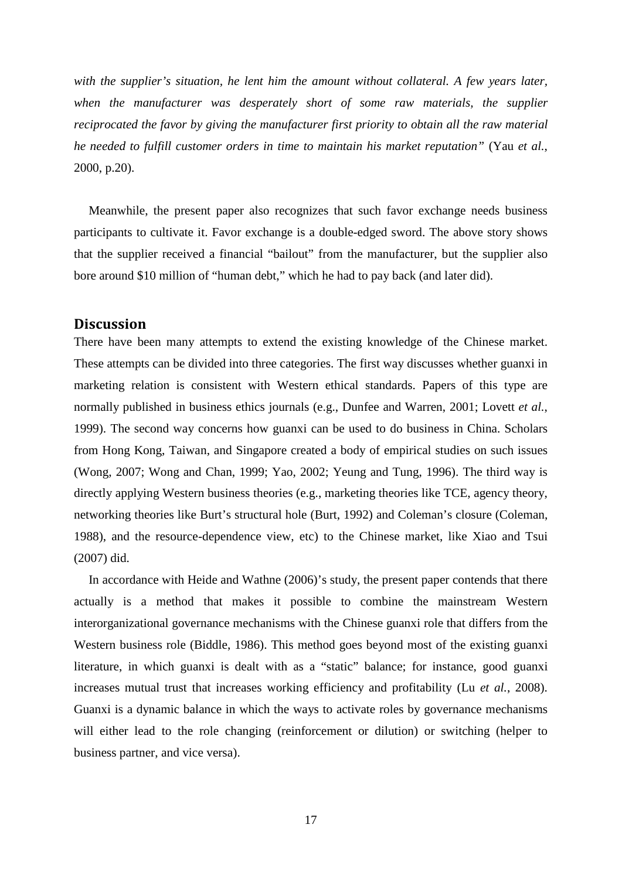*with the supplier's situation, he lent him the amount without collateral. A few years later, when the manufacturer was desperately short of some raw materials, the supplier reciprocated the favor by giving the manufacturer first priority to obtain all the raw material he needed to fulfill customer orders in time to maintain his market reputation"* (Yau *et al.*, 2000, p.20).

Meanwhile, the present paper also recognizes that such favor exchange needs business participants to cultivate it. Favor exchange is a double-edged sword. The above story shows that the supplier received a financial "bailout" from the manufacturer, but the supplier also bore around $10 million of "human debt," which he had to pay back (and later did).

## Discussion

There have been many attempts to extend the existing knowledge of the Chinese market. These attempts can be divided into three categories. The first way discusses whether guanxi in marketing relation is consistent with Western ethical standards. Papers of this type are normally published in business ethics journals (e.g., Dunfee and Warren, 2001; Lovett *et al.*, 1999). The second way concerns how guanxi can be used to do business in China. Scholars from Hong Kong, Taiwan, and Singapore created a body of empirical studies on such issues (Wong, 2007; Wong and Chan, 1999; Yao, 2002; Yeung and Tung, 1996). The third way is directly applying Western business theories (e.g., marketing theories like TCE, agency theory, networking theories like Burt's structural hole (Burt, 1992) and Coleman's closure (Coleman, 1988), and the resource-dependence view, etc) to the Chinese market, like Xiao and Tsui (2007) did.

In accordance with Heide and Wathne (2006)'s study, the present paper contends that there actually is a method that makes it possible to combine the mainstream Western interorganizational governance mechanisms with the Chinese guanxi role that differs from the Western business role (Biddle, 1986). This method goes beyond most of the existing guanxi literature, in which guanxi is dealt with as a "static" balance; for instance, good guanxi increases mutual trust that increases working efficiency and profitability (Lu *et al.*, 2008). Guanxi is a dynamic balance in which the ways to activate roles by governance mechanisms will either lead to the role changing (reinforcement or dilution) or switching (helper to business partner, and vice versa).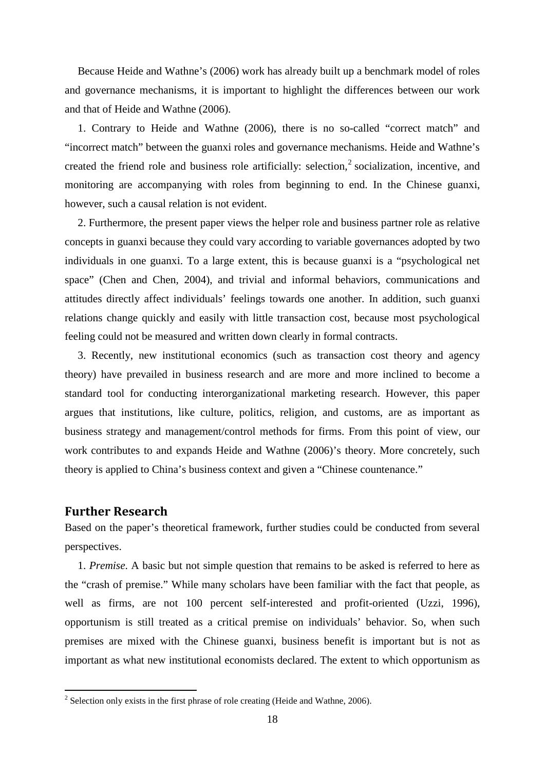Because Heide and Wathne's (2006) work has already built up a benchmark model of roles and governance mechanisms, it is important to highlight the differences between our work and that of Heide and Wathne (2006).

1. Contrary to Heide and Wathne (2006), there is no so-called "correct match" and "incorrect match" between the guanxi roles and governance mechanisms. Heide and Wathne's created the friend role and business role artificially: selection,[2] socialization, incentive, and monitoring are accompanying with roles from beginning to end. In the Chinese guanxi, however, such a causal relation is not evident.

2. Furthermore, the present paper views the helper role and business partner role as relative concepts in guanxi because they could vary according to variable governances adopted by two individuals in one guanxi. To a large extent, this is because guanxi is a "psychological net space" (Chen and Chen, 2004), and trivial and informal behaviors, communications and attitudes directly affect individuals' feelings towards one another. In addition, such guanxi relations change quickly and easily with little transaction cost, because most psychological feeling could not be measured and written down clearly in formal contracts.

3. Recently, new institutional economics (such as transaction cost theory and agency theory) have prevailed in business research and are more and more inclined to become a standard tool for conducting interorganizational marketing research. However, this paper argues that institutions, like culture, politics, religion, and customs, are as important as business strategy and management/control methods for firms. From this point of view, our work contributes to and expands Heide and Wathne (2006)'s theory. More concretely, such theory is applied to China's business context and given a "Chinese countenance."

## Further Research

Based on the paper's theoretical framework, further studies could be conducted from several perspectives.

1. *Premise*. A basic but not simple question that remains to be asked is referred to here as the "crash of premise." While many scholars have been familiar with the fact that people, as well as firms, are not 100 percent self-interested and profit-oriented (Uzzi, 1996), opportunism is still treated as a critical premise on individuals' behavior. So, when such premises are mixed with the Chinese guanxi, business benefit is important but is not as important as what new institutional economists declared. The extent to which opportunism as

[2] Selection only exists in the first phrase of role creating (Heide and Wathne, 2006).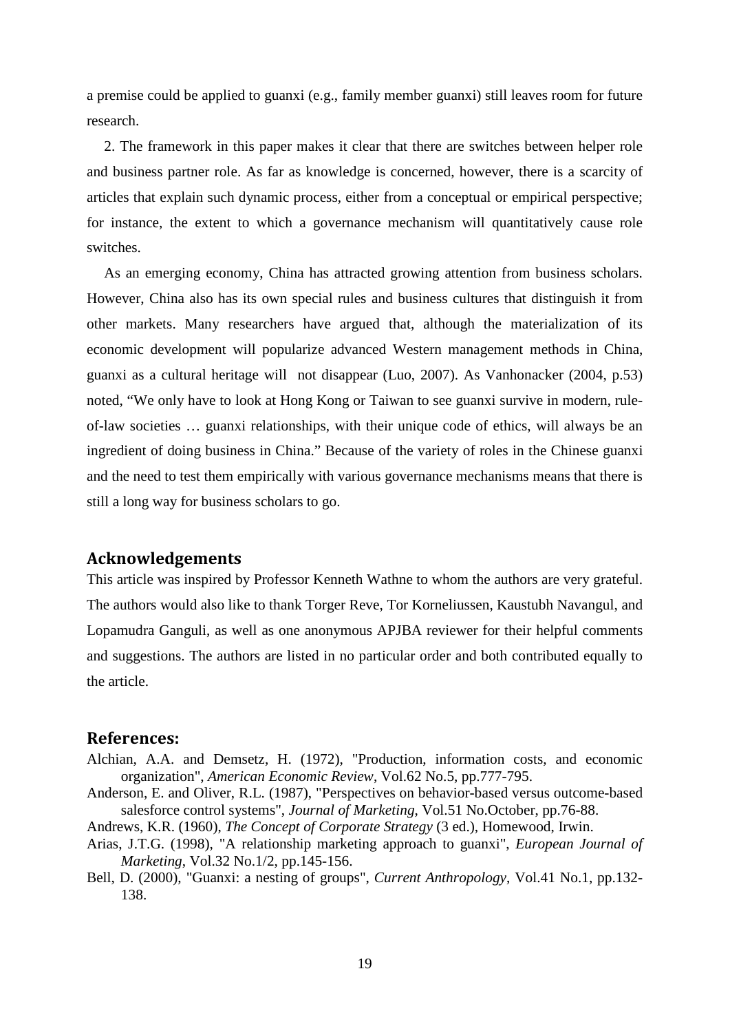a premise could be applied to guanxi (e.g., family member guanxi) still leaves room for future research.

2. The framework in this paper makes it clear that there are switches between helper role and business partner role. As far as knowledge is concerned, however, there is a scarcity of articles that explain such dynamic process, either from a conceptual or empirical perspective; for instance, the extent to which a governance mechanism will quantitatively cause role switches.

As an emerging economy, China has attracted growing attention from business scholars. However, China also has its own special rules and business cultures that distinguish it from other markets. Many researchers have argued that, although the materialization of its economic development will popularize advanced Western management methods in China, guanxi as a cultural heritage will not disappear (Luo, 2007). As Vanhonacker (2004, p.53) noted, "We only have to look at Hong Kong or Taiwan to see guanxi survive in modern, rule-of-law societies … guanxi relationships, with their unique code of ethics, will always be an ingredient of doing business in China." Because of the variety of roles in the Chinese guanxi and the need to test them empirically with various governance mechanisms means that there is still a long way for business scholars to go.

## Acknowledgements

This article was inspired by Professor Kenneth Wathne to whom the authors are very grateful. The authors would also like to thank Torger Reve, Tor Korneliussen, Kaustubh Navangul, and Lopamudra Ganguli, as well as one anonymous APJBA reviewer for their helpful comments and suggestions. The authors are listed in no particular order and both contributed equally to the article.

## References:

Alchian, A.A. and Demsetz, H. (1972), "Production, information costs, and economic organization", *American Economic Review*, Vol.62 No.5, pp.777-795.

Anderson, E. and Oliver, R.L. (1987), "Perspectives on behavior-based versus outcome-based salesforce control systems", *Journal of Marketing*, Vol.51 No.October, pp.76-88.

Andrews, K.R. (1960), *The Concept of Corporate Strategy* (3 ed.), Homewood, Irwin.

Arias, J.T.G. (1998), "A relationship marketing approach to guanxi", *European Journal of Marketing*, Vol.32 No.1/2, pp.145-156.

Bell, D. (2000), "Guanxi: a nesting of groups", *Current Anthropology*, Vol.41 No.1, pp.132-138.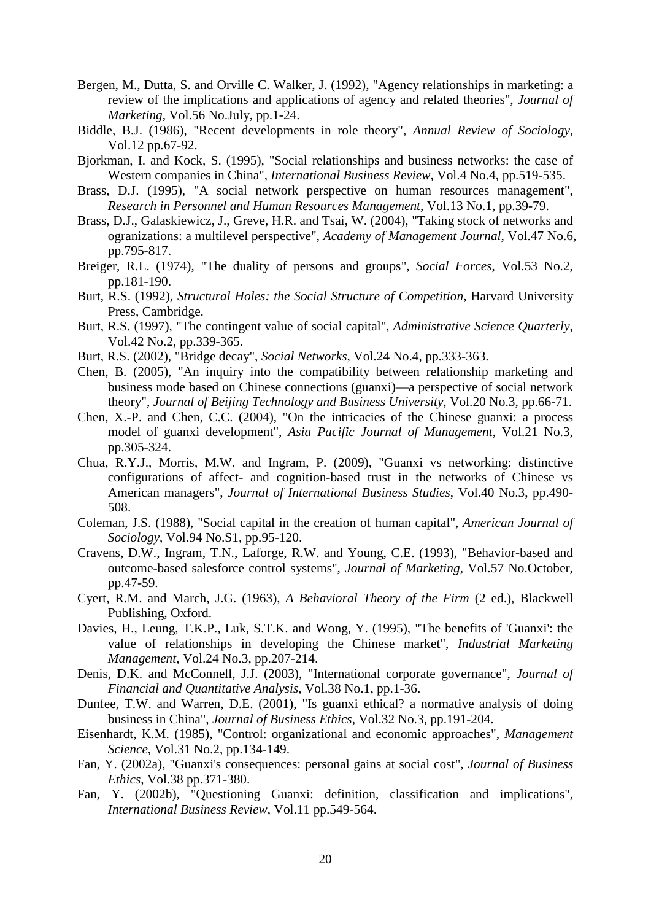Bergen, M., Dutta, S. and Orville C. Walker, J. (1992), "Agency relationships in marketing: a review of the implications and applications of agency and related theories", *Journal of Marketing*, Vol.56 No.July, pp.1-24.

Biddle, B.J. (1986), "Recent developments in role theory", *Annual Review of Sociology*, Vol.12 pp.67-92.

Bjorkman, I. and Kock, S. (1995), "Social relationships and business networks: the case of Western companies in China", *International Business Review*, Vol.4 No.4, pp.519-535.

Brass, D.J. (1995), "A social network perspective on human resources management", *Research in Personnel and Human Resources Management*, Vol.13 No.1, pp.39-79.

Brass, D.J., Galaskiewicz, J., Greve, H.R. and Tsai, W. (2004), "Taking stock of networks and ogranizations: a multilevel perspective", *Academy of Management Journal*, Vol.47 No.6, pp.795-817.

Breiger, R.L. (1974), "The duality of persons and groups", *Social Forces*, Vol.53 No.2, pp.181-190.

Burt, R.S. (1992), *Structural Holes: the Social Structure of Competition*, Harvard University Press, Cambridge.

Burt, R.S. (1997), "The contingent value of social capital", *Administrative Science Quarterly*, Vol.42 No.2, pp.339-365.

Burt, R.S. (2002), "Bridge decay", *Social Networks*, Vol.24 No.4, pp.333-363.

Chen, B. (2005), "An inquiry into the compatibility between relationship marketing and business mode based on Chinese connections (guanxi)—a perspective of social network theory", *Journal of Beijing Technology and Business University*, Vol.20 No.3, pp.66-71.

Chen, X.-P. and Chen, C.C. (2004), "On the intricacies of the Chinese guanxi: a process model of guanxi development", *Asia Pacific Journal of Management*, Vol.21 No.3, pp.305-324.

Chua, R.Y.J., Morris, M.W. and Ingram, P. (2009), "Guanxi vs networking: distinctive configurations of affect- and cognition-based trust in the networks of Chinese vs American managers", *Journal of International Business Studies*, Vol.40 No.3, pp.490-508.

Coleman, J.S. (1988), "Social capital in the creation of human capital", *American Journal of Sociology*, Vol.94 No.S1, pp.95-120.

Cravens, D.W., Ingram, T.N., Laforge, R.W. and Young, C.E. (1993), "Behavior-based and outcome-based salesforce control systems", *Journal of Marketing*, Vol.57 No.October, pp.47-59.

Cyert, R.M. and March, J.G. (1963), *A Behavioral Theory of the Firm* (2 ed.), Blackwell Publishing, Oxford.

Davies, H., Leung, T.K.P., Luk, S.T.K. and Wong, Y. (1995), "The benefits of 'Guanxi': the value of relationships in developing the Chinese market", *Industrial Marketing Management*, Vol.24 No.3, pp.207-214.

Denis, D.K. and McConnell, J.J. (2003), "International corporate governance", *Journal of Financial and Quantitative Analysis*, Vol.38 No.1, pp.1-36.

Dunfee, T.W. and Warren, D.E. (2001), "Is guanxi ethical? a normative analysis of doing business in China", *Journal of Business Ethics*, Vol.32 No.3, pp.191-204.

Eisenhardt, K.M. (1985), "Control: organizational and economic approaches", *Management Science*, Vol.31 No.2, pp.134-149.

Fan, Y. (2002a), "Guanxi's consequences: personal gains at social cost", *Journal of Business Ethics*, Vol.38 pp.371-380.

Fan, Y. (2002b), "Questioning Guanxi: definition, classification and implications", *International Business Review*, Vol.11 pp.549-564.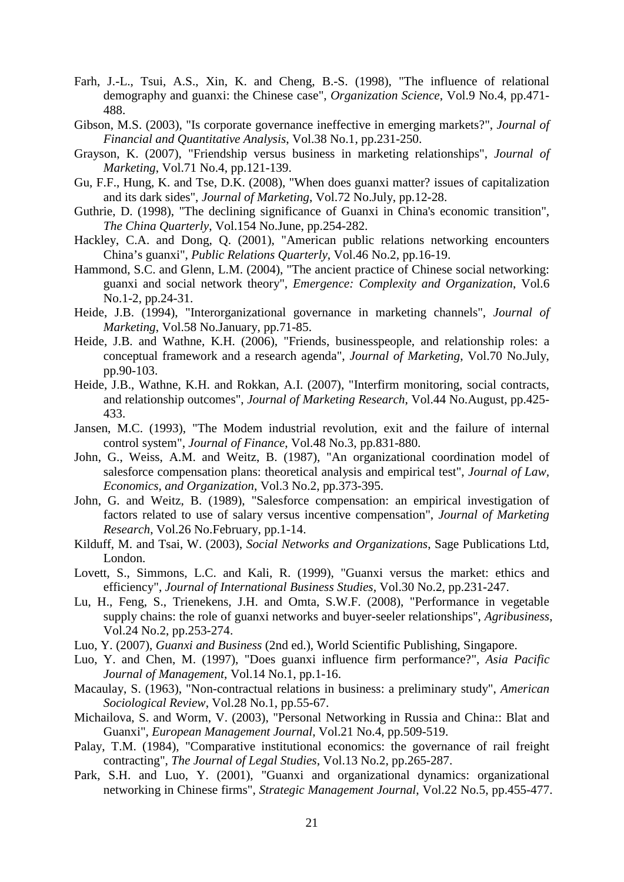Farh, J.-L., Tsui, A.S., Xin, K. and Cheng, B.-S. (1998), "The influence of relational demography and guanxi: the Chinese case", *Organization Science*, Vol.9 No.4, pp.471-488.

Gibson, M.S. (2003), "Is corporate governance ineffective in emerging markets?", *Journal of Financial and Quantitative Analysis*, Vol.38 No.1, pp.231-250.

Grayson, K. (2007), "Friendship versus business in marketing relationships", *Journal of Marketing*, Vol.71 No.4, pp.121-139.

Gu, F.F., Hung, K. and Tse, D.K. (2008), "When does guanxi matter? issues of capitalization and its dark sides", *Journal of Marketing*, Vol.72 No.July, pp.12-28.

Guthrie, D. (1998), "The declining significance of Guanxi in China's economic transition", *The China Quarterly*, Vol.154 No.June, pp.254-282.

Hackley, C.A. and Dong, Q. (2001), "American public relations networking encounters China's guanxi", *Public Relations Quarterly*, Vol.46 No.2, pp.16-19.

Hammond, S.C. and Glenn, L.M. (2004), "The ancient practice of Chinese social networking: guanxi and social network theory", *Emergence: Complexity and Organization*, Vol.6 No.1-2, pp.24-31.

Heide, J.B. (1994), "Interorganizational governance in marketing channels", *Journal of Marketing*, Vol.58 No.January, pp.71-85.

Heide, J.B. and Wathne, K.H. (2006), "Friends, businesspeople, and relationship roles: a conceptual framework and a research agenda", *Journal of Marketing*, Vol.70 No.July, pp.90-103.

Heide, J.B., Wathne, K.H. and Rokkan, A.I. (2007), "Interfirm monitoring, social contracts, and relationship outcomes", *Journal of Marketing Research*, Vol.44 No.August, pp.425-433.

Jansen, M.C. (1993), "The Modem industrial revolution, exit and the failure of internal control system", *Journal of Finance*, Vol.48 No.3, pp.831-880.

John, G., Weiss, A.M. and Weitz, B. (1987), "An organizational coordination model of salesforce compensation plans: theoretical analysis and empirical test", *Journal of Law, Economics, and Organization*, Vol.3 No.2, pp.373-395.

John, G. and Weitz, B. (1989), "Salesforce compensation: an empirical investigation of factors related to use of salary versus incentive compensation", *Journal of Marketing Research*, Vol.26 No.February, pp.1-14.

Kilduff, M. and Tsai, W. (2003), *Social Networks and Organizations*, Sage Publications Ltd, London.

Lovett, S., Simmons, L.C. and Kali, R. (1999), "Guanxi versus the market: ethics and efficiency", *Journal of International Business Studies*, Vol.30 No.2, pp.231-247.

Lu, H., Feng, S., Trienekens, J.H. and Omta, S.W.F. (2008), "Performance in vegetable supply chains: the role of guanxi networks and buyer-seeler relationships", *Agribusiness*, Vol.24 No.2, pp.253-274.

Luo, Y. (2007), *Guanxi and Business* (2nd ed.), World Scientific Publishing, Singapore.

Luo, Y. and Chen, M. (1997), "Does guanxi influence firm performance?", *Asia Pacific Journal of Management*, Vol.14 No.1, pp.1-16.

Macaulay, S. (1963), "Non-contractual relations in business: a preliminary study", *American Sociological Review*, Vol.28 No.1, pp.55-67.

Michailova, S. and Worm, V. (2003), "Personal Networking in Russia and China:: Blat and Guanxi", *European Management Journal*, Vol.21 No.4, pp.509-519.

Palay, T.M. (1984), "Comparative institutional economics: the governance of rail freight contracting", *The Journal of Legal Studies*, Vol.13 No.2, pp.265-287.

Park, S.H. and Luo, Y. (2001), "Guanxi and organizational dynamics: organizational networking in Chinese firms", *Strategic Management Journal*, Vol.22 No.5, pp.455-477.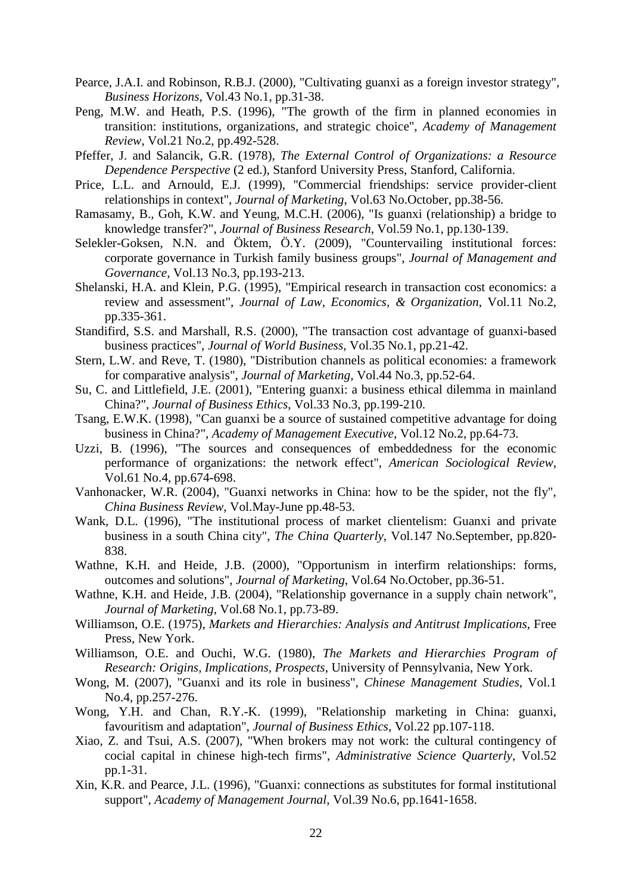Pearce, J.A.I. and Robinson, R.B.J. (2000), "Cultivating guanxi as a foreign investor strategy", *Business Horizons*, Vol.43 No.1, pp.31-38.

Peng, M.W. and Heath, P.S. (1996), "The growth of the firm in planned economies in transition: institutions, organizations, and strategic choice", *Academy of Management Review*, Vol.21 No.2, pp.492-528.

Pfeffer, J. and Salancik, G.R. (1978), *The External Control of Organizations: a Resource Dependence Perspective* (2 ed.), Stanford University Press, Stanford, California.

Price, L.L. and Arnould, E.J. (1999), "Commercial friendships: service provider-client relationships in context", *Journal of Marketing*, Vol.63 No.October, pp.38-56.

Ramasamy, B., Goh, K.W. and Yeung, M.C.H. (2006), "Is guanxi (relationship) a bridge to knowledge transfer?", *Journal of Business Research*, Vol.59 No.1, pp.130-139.

Selekler-Goksen, N.N. and Öktem, Ö.Y. (2009), "Countervailing institutional forces: corporate governance in Turkish family business groups", *Journal of Management and Governance*, Vol.13 No.3, pp.193-213.

Shelanski, H.A. and Klein, P.G. (1995), "Empirical research in transaction cost economics: a review and assessment", *Journal of Law, Economics, & Organization*, Vol.11 No.2, pp.335-361.

Standifird, S.S. and Marshall, R.S. (2000), "The transaction cost advantage of guanxi-based business practices", *Journal of World Business*, Vol.35 No.1, pp.21-42.

Stern, L.W. and Reve, T. (1980), "Distribution channels as political economies: a framework for comparative analysis", *Journal of Marketing*, Vol.44 No.3, pp.52-64.

Su, C. and Littlefield, J.E. (2001), "Entering guanxi: a business ethical dilemma in mainland China?", *Journal of Business Ethics*, Vol.33 No.3, pp.199-210.

Tsang, E.W.K. (1998), "Can guanxi be a source of sustained competitive advantage for doing business in China?", *Academy of Management Executive*, Vol.12 No.2, pp.64-73.

Uzzi, B. (1996), "The sources and consequences of embeddedness for the economic performance of organizations: the network effect", *American Sociological Review*, Vol.61 No.4, pp.674-698.

Vanhonacker, W.R. (2004), "Guanxi networks in China: how to be the spider, not the fly", *China Business Review*, Vol.May-June pp.48-53.

Wank, D.L. (1996), "The institutional process of market clientelism: Guanxi and private business in a south China city", *The China Quarterly*, Vol.147 No.September, pp.820-838.

Wathne, K.H. and Heide, J.B. (2000), "Opportunism in interfirm relationships: forms, outcomes and solutions", *Journal of Marketing*, Vol.64 No.October, pp.36-51.

Wathne, K.H. and Heide, J.B. (2004), "Relationship governance in a supply chain network", *Journal of Marketing*, Vol.68 No.1, pp.73-89.

Williamson, O.E. (1975), *Markets and Hierarchies: Analysis and Antitrust Implications*, Free Press, New York.

Williamson, O.E. and Ouchi, W.G. (1980), *The Markets and Hierarchies Program of Research: Origins, Implications, Prospects*, University of Pennsylvania, New York.

Wong, M. (2007), "Guanxi and its role in business", *Chinese Management Studies*, Vol.1 No.4, pp.257-276.

Wong, Y.H. and Chan, R.Y.-K. (1999), "Relationship marketing in China: guanxi, favouritism and adaptation", *Journal of Business Ethics*, Vol.22 pp.107-118.

Xiao, Z. and Tsui, A.S. (2007), "When brokers may not work: the cultural contingency of cocial capital in chinese high-tech firms", *Administrative Science Quarterly*, Vol.52 pp.1-31.

Xin, K.R. and Pearce, J.L. (1996), "Guanxi: connections as substitutes for formal institutional support", *Academy of Management Journal*, Vol.39 No.6, pp.1641-1658.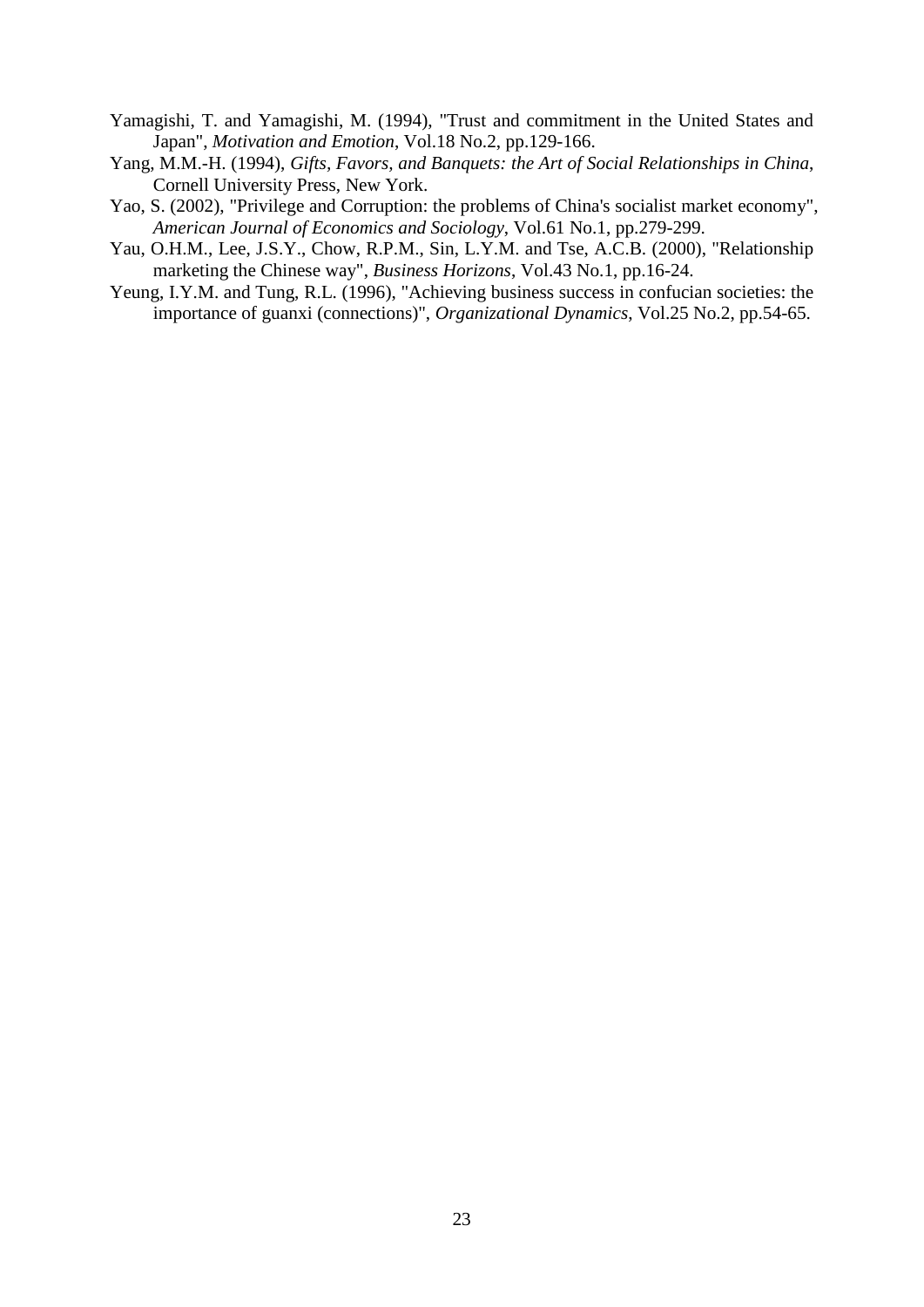Yamagishi, T. and Yamagishi, M. (1994), "Trust and commitment in the United States and Japan", *Motivation and Emotion*, Vol.18 No.2, pp.129-166.

Yang, M.M.-H. (1994), *Gifts, Favors, and Banquets: the Art of Social Relationships in China*, Cornell University Press, New York.

Yao, S. (2002), "Privilege and Corruption: the problems of China's socialist market economy", *American Journal of Economics and Sociology*, Vol.61 No.1, pp.279-299.

Yau, O.H.M., Lee, J.S.Y., Chow, R.P.M., Sin, L.Y.M. and Tse, A.C.B. (2000), "Relationship marketing the Chinese way", *Business Horizons*, Vol.43 No.1, pp.16-24.

Yeung, I.Y.M. and Tung, R.L. (1996), "Achieving business success in confucian societies: the importance of guanxi (connections)", *Organizational Dynamics*, Vol.25 No.2, pp.54-65.